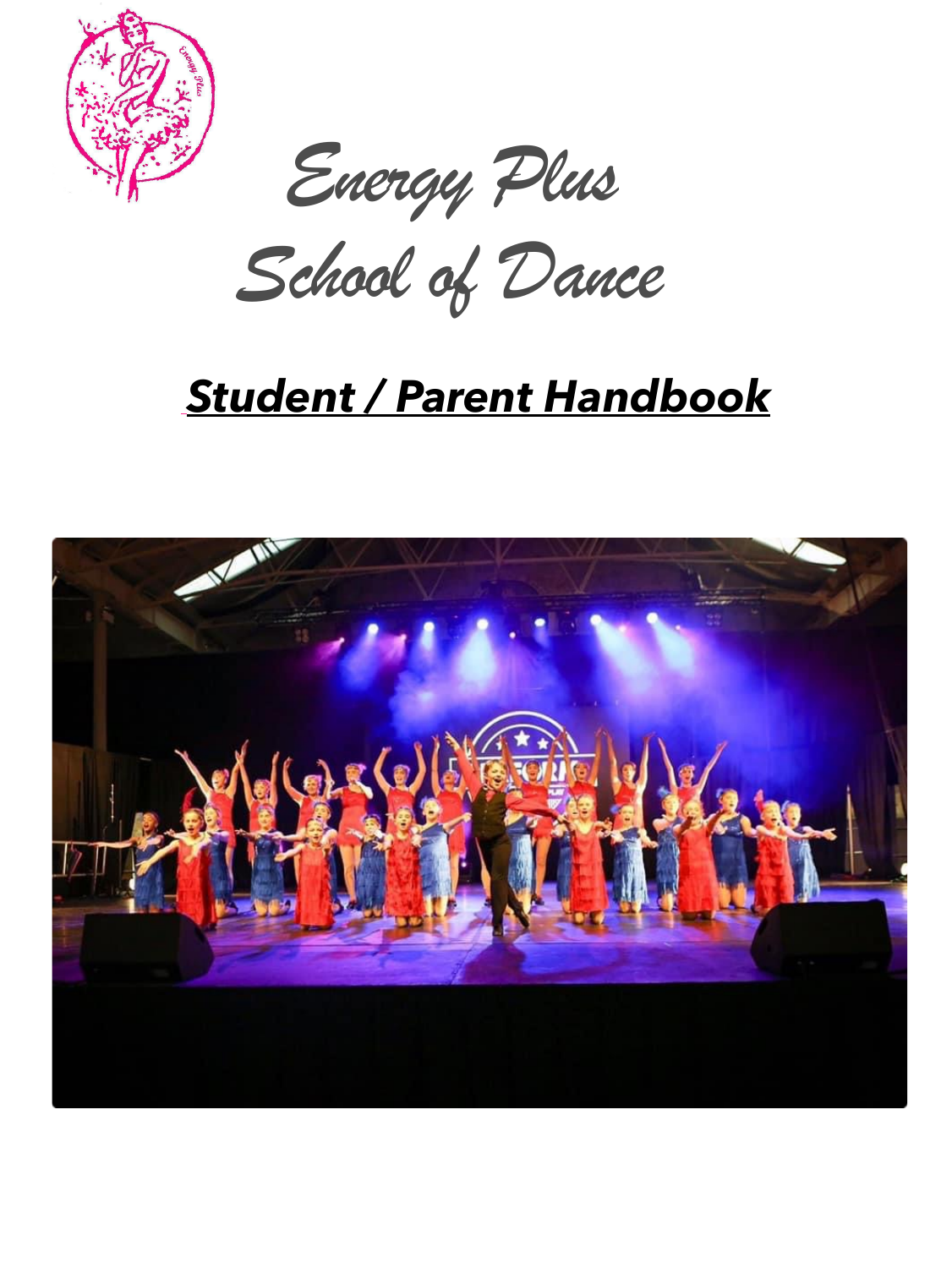# Energy Plus School of Dance

## ***Student / Parent Handbook***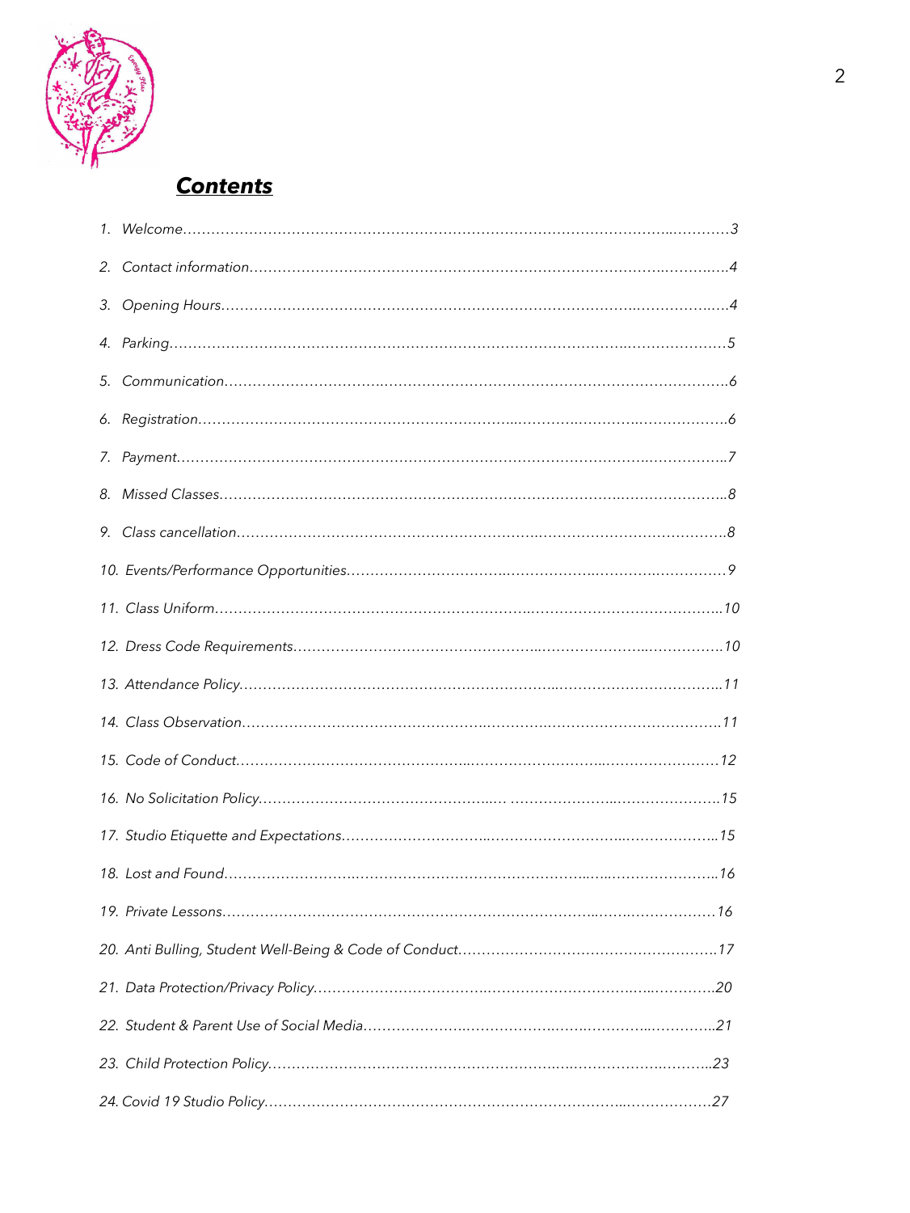## ***Contents***

1. *Welcome……………………………………………………………………………………………..…………3*
2. *Contact information……………………………………………………………………………..…………..…4*
3. *Opening Hours……………………………………………………………………………..…………….…..4*
4. *Parking………………………………………………………………………………………….……………5*
5. *Communication………………………….………………………………………………………………….6*
6. *Registration……………………………………………………..……….………….…….……………….6*
7. *Payment………………………………………………………………………………………..……………..7*
8. *Missed Classes………………………………………………………………………….…………………..8*
9. *Class cancellation…………………………………………………….……………………………………8*
10. *Events/Performance Opportunities………………………….…………….………….…………….9*
11. *Class Uniform……………………………………………………….……………………………………..10*
12. *Dress Code Requirements……………………………………..……………………..……………..10*
13. *Attendance Policy…………………………………………………………..……………………………..11*
14. *Class Observation…………………………………………….……….……………………………….11*
15. *Code of Conduct………………………………………...……………………..……………………12*
16. *No Solicitation Policy…………………………………….…. ………………….…………………..15*
17. *Studio Etiquette and Expectations………………………..……………………..………………..15*
18. *Lost and Found……………………….………………………………………..…..…………………..16*
19. *Private Lessons………………………………………………………………..……..……………16*
20. *Anti Bulling, Student Well-Being & Code of Conduct………………………………………………17*
21. *Data Protection/Privacy Policy…………………………….………………………….…..………….20*
22. *Student & Parent Use of Social Media…………………..………………..……..………..…………..21*
23. *Child Protection Policy………………………………………………..…..…………….………..23*
24. *Covid 19 Studio Policy……………………………………………………………………..………………27*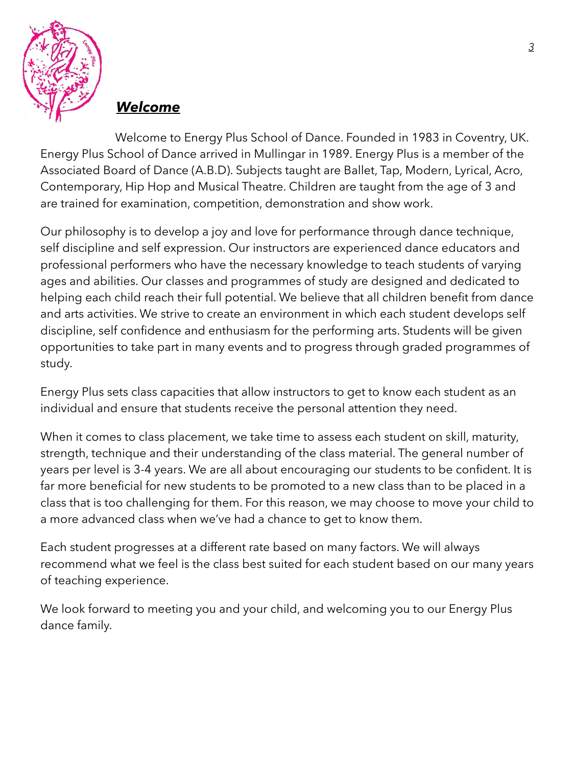## ***Welcome***

Welcome to Energy Plus School of Dance. Founded in 1983 in Coventry, UK. Energy Plus School of Dance arrived in Mullingar in 1989. Energy Plus is a member of the Associated Board of Dance (A.B.D). Subjects taught are Ballet, Tap, Modern, Lyrical, Acro, Contemporary, Hip Hop and Musical Theatre. Children are taught from the age of 3 and are trained for examination, competition, demonstration and show work.

Our philosophy is to develop a joy and love for performance through dance technique, self discipline and self expression. Our instructors are experienced dance educators and professional performers who have the necessary knowledge to teach students of varying ages and abilities. Our classes and programmes of study are designed and dedicated to helping each child reach their full potential. We believe that all children benefit from dance and arts activities. We strive to create an environment in which each student develops self discipline, self confidence and enthusiasm for the performing arts. Students will be given opportunities to take part in many events and to progress through graded programmes of study.

Energy Plus sets class capacities that allow instructors to get to know each student as an individual and ensure that students receive the personal attention they need.

When it comes to class placement, we take time to assess each student on skill, maturity, strength, technique and their understanding of the class material. The general number of years per level is 3-4 years. We are all about encouraging our students to be confident. It is far more beneficial for new students to be promoted to a new class than to be placed in a class that is too challenging for them. For this reason, we may choose to move your child to a more advanced class when we've had a chance to get to know them.

Each student progresses at a different rate based on many factors. We will always recommend what we feel is the class best suited for each student based on our many years of teaching experience.

We look forward to meeting you and your child, and welcoming you to our Energy Plus dance family.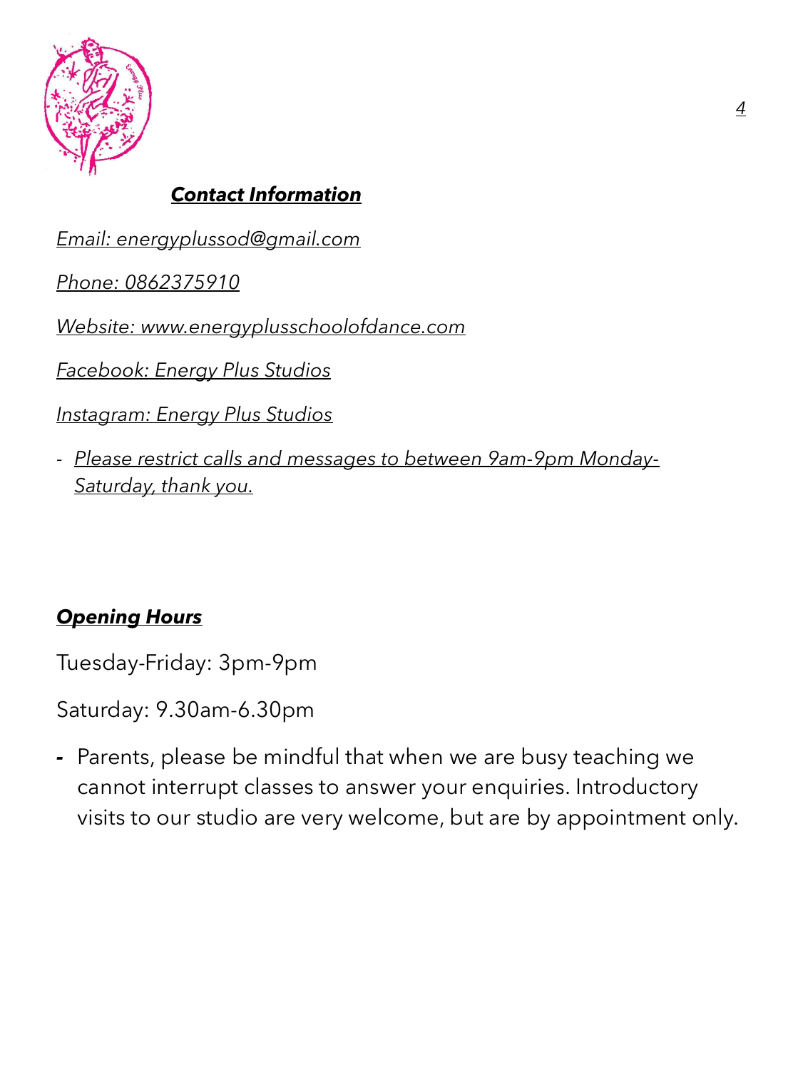## ***Contact Information***

*Email: energyplussod@gmail.com*

*Phone: 0862375910*

*Website: www.energyplusschoolofdance.com*

*Facebook: Energy Plus Studios*

*Instagram: Energy Plus Studios*

- *Please restrict calls and messages to between 9am-9pm Monday-Saturday, thank you.*

## ***Opening Hours***

Tuesday-Friday: 3pm-9pm

Saturday: 9.30am-6.30pm

- Parents, please be mindful that when we are busy teaching we cannot interrupt classes to answer your enquiries. Introductory visits to our studio are very welcome, but are by appointment only.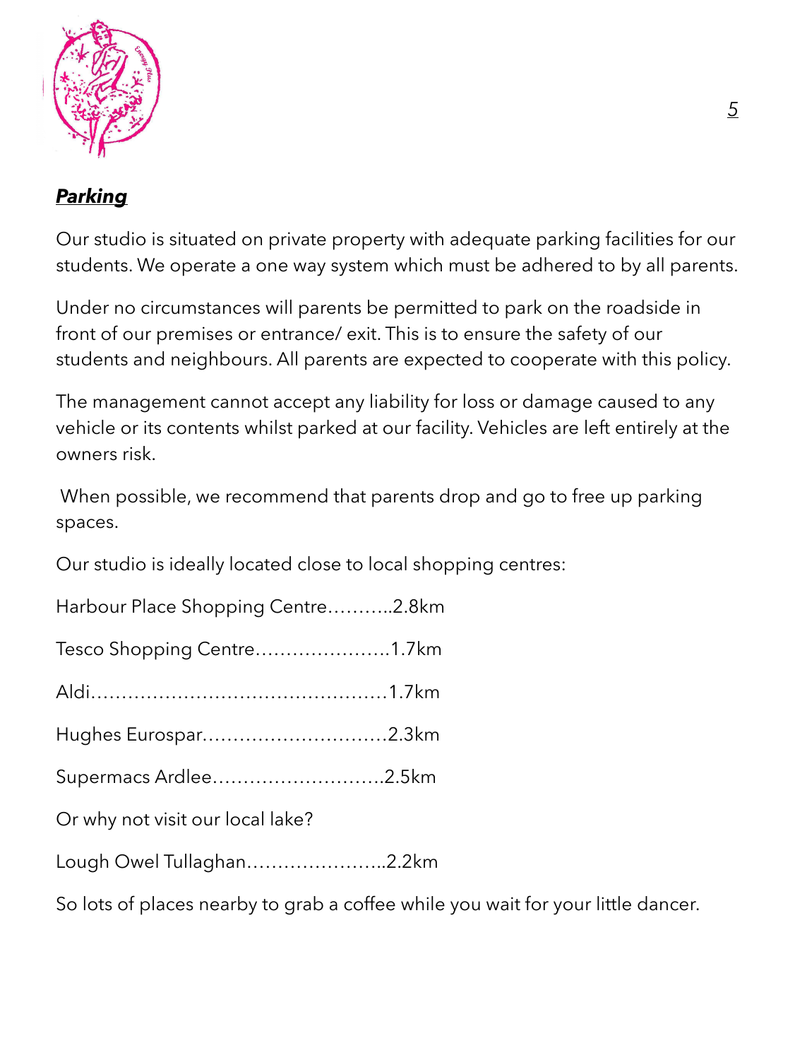## ***Parking***

Our studio is situated on private property with adequate parking facilities for our students. We operate a one way system which must be adhered to by all parents.

Under no circumstances will parents be permitted to park on the roadside in front of our premises or entrance/ exit. This is to ensure the safety of our students and neighbours. All parents are expected to cooperate with this policy.

The management cannot accept any liability for loss or damage caused to any vehicle or its contents whilst parked at our facility. Vehicles are left entirely at the owners risk.

When possible, we recommend that parents drop and go to free up parking spaces.

Our studio is ideally located close to local shopping centres:

Harbour Place Shopping Centre………..2.8km

Tesco Shopping Centre………………….1.7km

Aldi………………………………………….1.7km

Hughes Eurospar………………………….2.3km

Supermacs Ardlee………………………..2.5km

Or why not visit our local lake?

Lough Owel Tullaghan…………………..2.2km

So lots of places nearby to grab a coffee while you wait for your little dancer.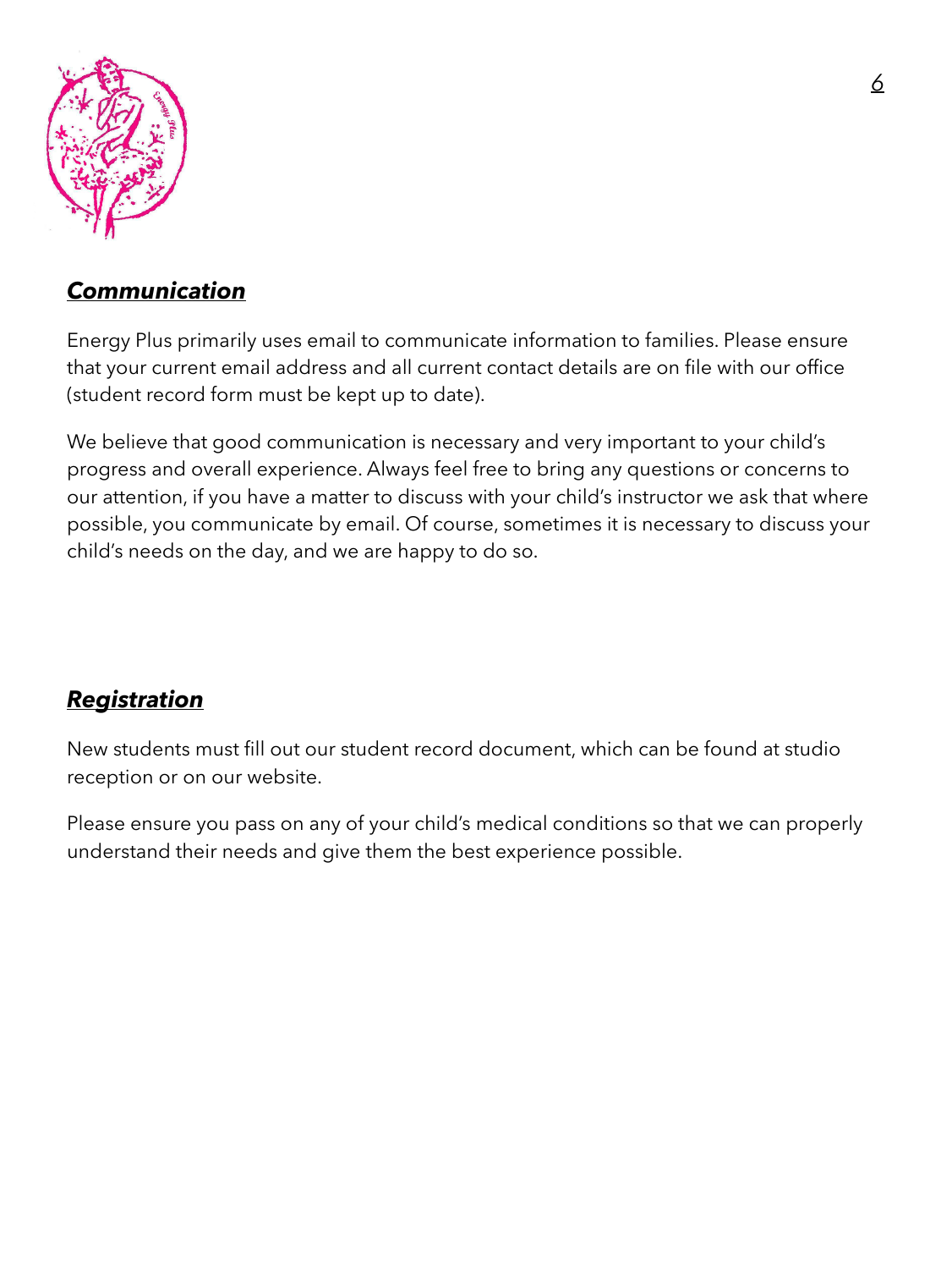## ***Communication***

Energy Plus primarily uses email to communicate information to families. Please ensure that your current email address and all current contact details are on file with our office (student record form must be kept up to date).

We believe that good communication is necessary and very important to your child's progress and overall experience. Always feel free to bring any questions or concerns to our attention, if you have a matter to discuss with your child's instructor we ask that where possible, you communicate by email. Of course, sometimes it is necessary to discuss your child's needs on the day, and we are happy to do so.

## ***Registration***

New students must fill out our student record document, which can be found at studio reception or on our website.

Please ensure you pass on any of your child's medical conditions so that we can properly understand their needs and give them the best experience possible.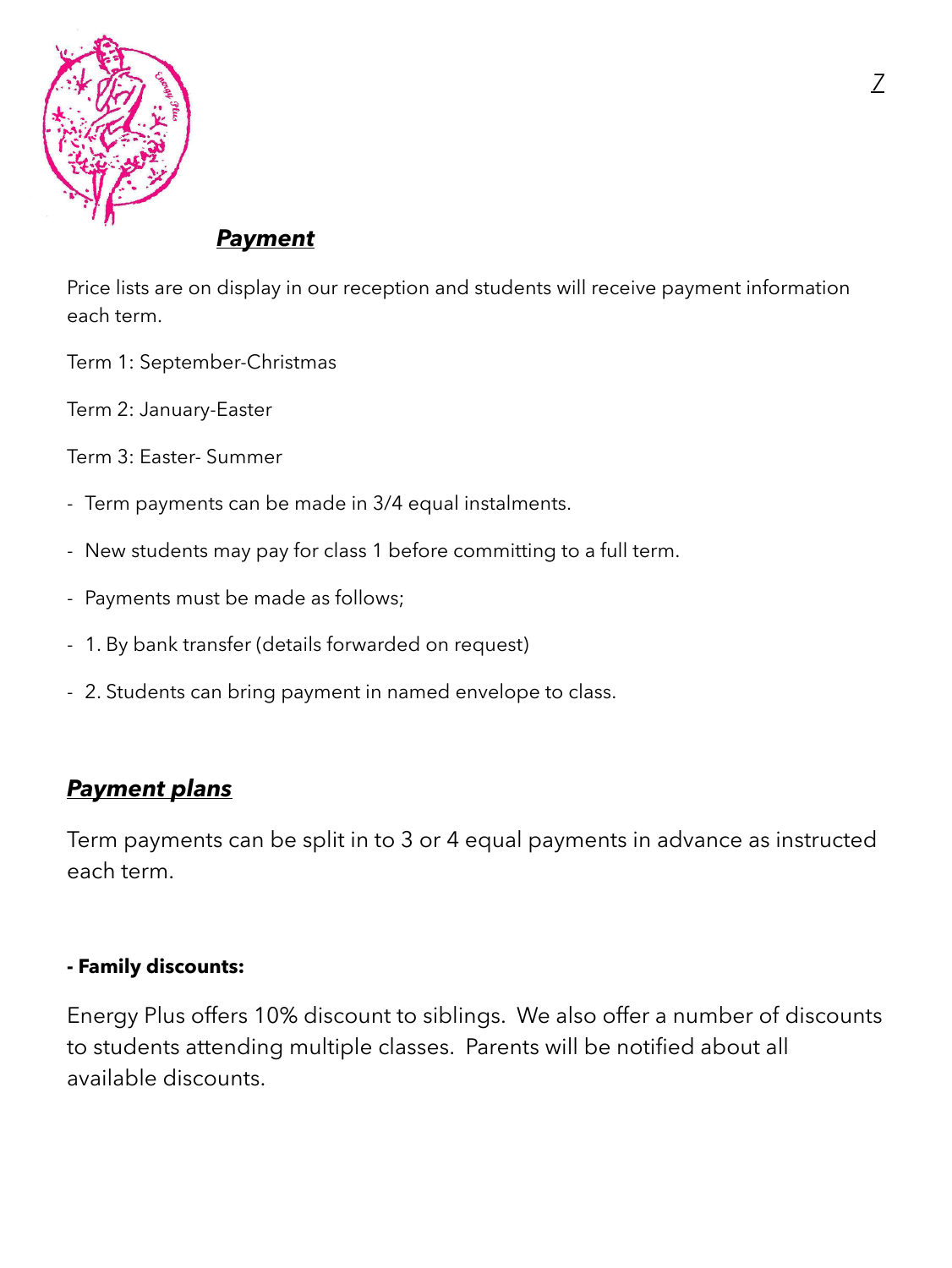## ***Payment***

Price lists are on display in our reception and students will receive payment information each term.

Term 1: September-Christmas

Term 2: January-Easter

Term 3: Easter- Summer

- Term payments can be made in 3/4 equal instalments.
- New students may pay for class 1 before committing to a full term.
- Payments must be made as follows;
- 1. By bank transfer (details forwarded on request)
- 2. Students can bring payment in named envelope to class.

## ***Payment plans***

Term payments can be split in to 3 or 4 equal payments in advance as instructed each term.

**- Family discounts:**

Energy Plus offers 10% discount to siblings. We also offer a number of discounts to students attending multiple classes. Parents will be notified about all available discounts.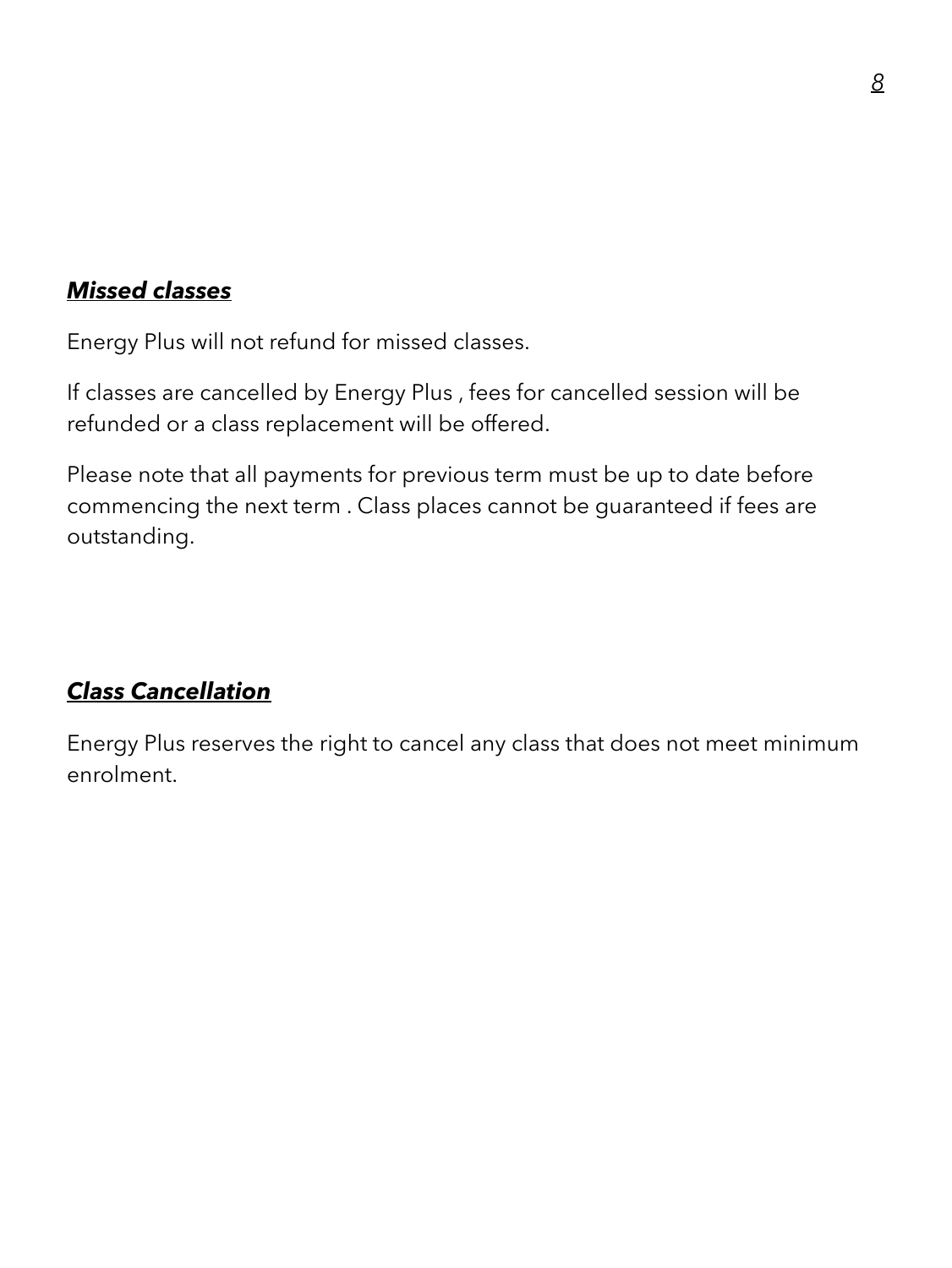***Missed classes***

Energy Plus will not refund for missed classes.

If classes are cancelled by Energy Plus , fees for cancelled session will be refunded or a class replacement will be offered.

Please note that all payments for previous term must be up to date before commencing the next term . Class places cannot be guaranteed if fees are outstanding.

***Class Cancellation***

Energy Plus reserves the right to cancel any class that does not meet minimum enrolment.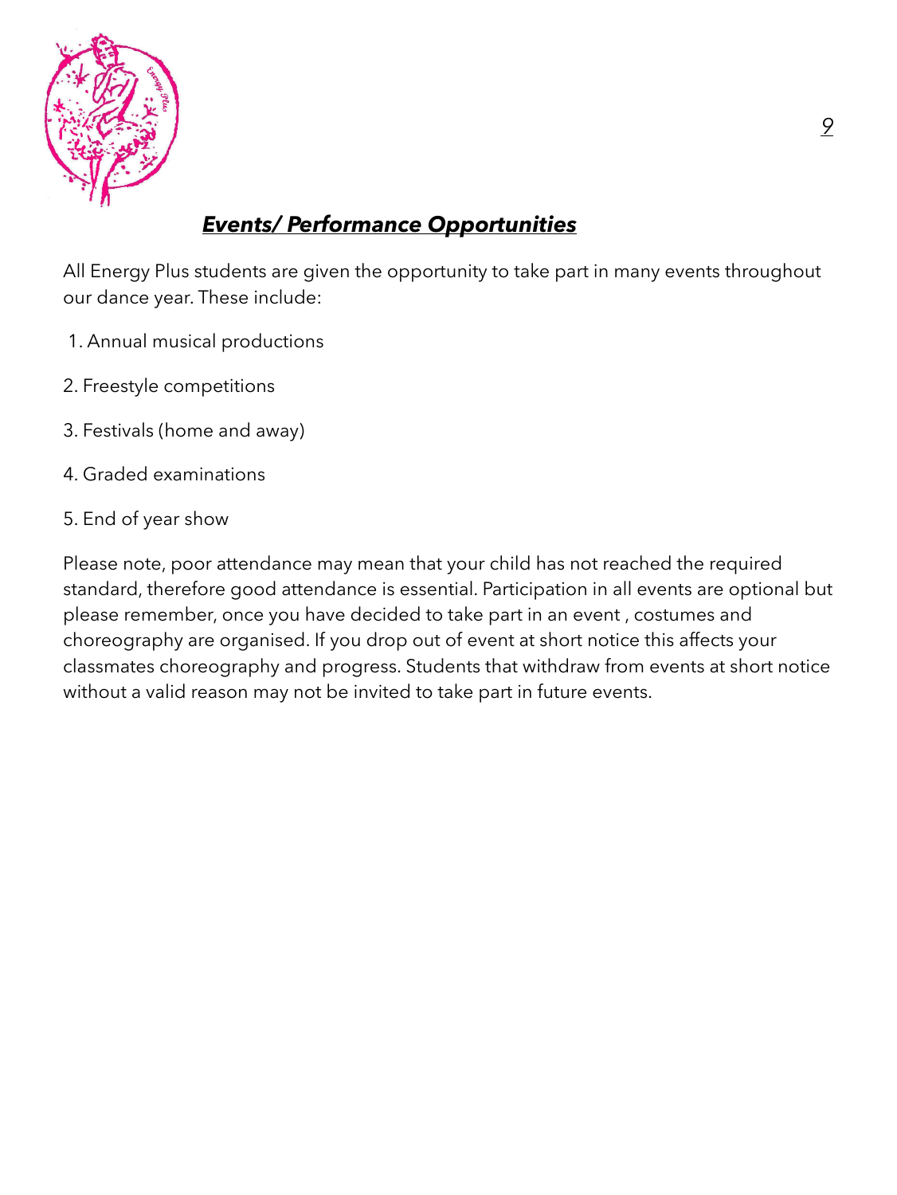## ***Events/ Performance Opportunities***

All Energy Plus students are given the opportunity to take part in many events throughout our dance year. These include:

1. Annual musical productions
2. Freestyle competitions
3. Festivals (home and away)
4. Graded examinations
5. End of year show

Please note, poor attendance may mean that your child has not reached the required standard, therefore good attendance is essential. Participation in all events are optional but please remember, once you have decided to take part in an event , costumes and choreography are organised. If you drop out of event at short notice this affects your classmates choreography and progress. Students that withdraw from events at short notice without a valid reason may not be invited to take part in future events.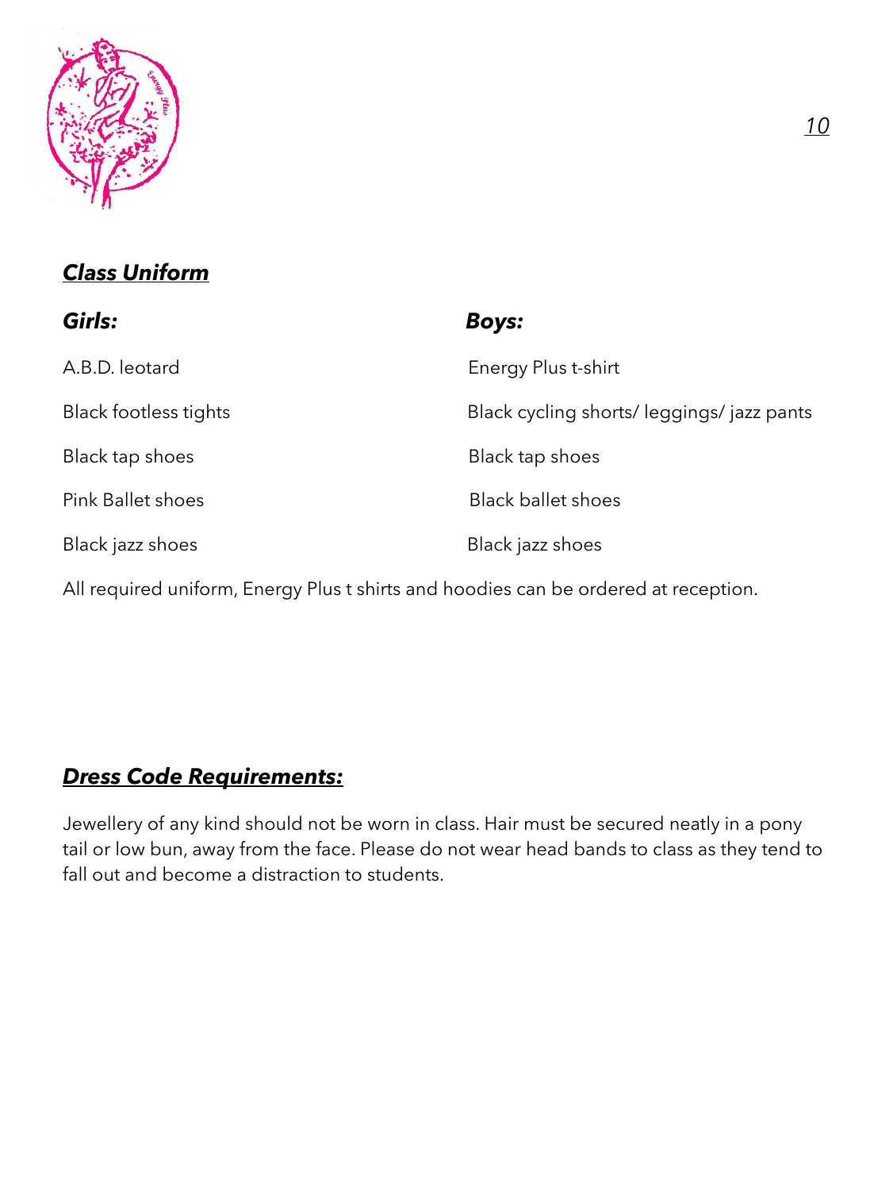## ***Class Uniform***

| ***Girls:*** | ***Boys:*** |
| --- | --- |
| A.B.D. leotard | Energy Plus t-shirt |
| Black footless tights | Black cycling shorts/ leggings/ jazz pants |
| Black tap shoes | Black tap shoes |
| Pink Ballet shoes | Black ballet shoes |
| Black jazz shoes | Black jazz shoes |

All required uniform, Energy Plus t shirts and hoodies can be ordered at reception.

## ***Dress Code Requirements:***

Jewellery of any kind should not be worn in class. Hair must be secured neatly in a pony tail or low bun, away from the face. Please do not wear head bands to class as they tend to fall out and become a distraction to students.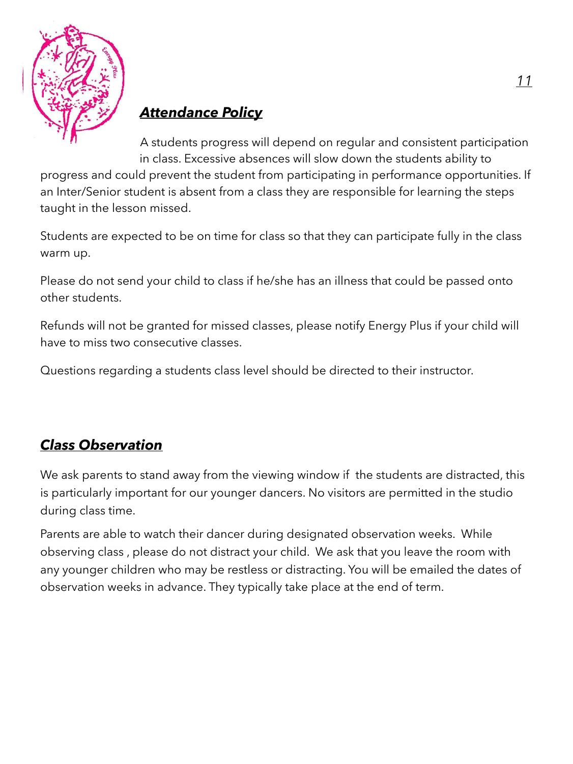## ***Attendance Policy***

A students progress will depend on regular and consistent participation in class. Excessive absences will slow down the students ability to progress and could prevent the student from participating in performance opportunities. If an Inter/Senior student is absent from a class they are responsible for learning the steps taught in the lesson missed.

Students are expected to be on time for class so that they can participate fully in the class warm up.

Please do not send your child to class if he/she has an illness that could be passed onto other students.

Refunds will not be granted for missed classes, please notify Energy Plus if your child will have to miss two consecutive classes.

Questions regarding a students class level should be directed to their instructor.

## ***Class Observation***

We ask parents to stand away from the viewing window if the students are distracted, this is particularly important for our younger dancers. No visitors are permitted in the studio during class time.

Parents are able to watch their dancer during designated observation weeks. While observing class , please do not distract your child. We ask that you leave the room with any younger children who may be restless or distracting. You will be emailed the dates of observation weeks in advance. They typically take place at the end of term.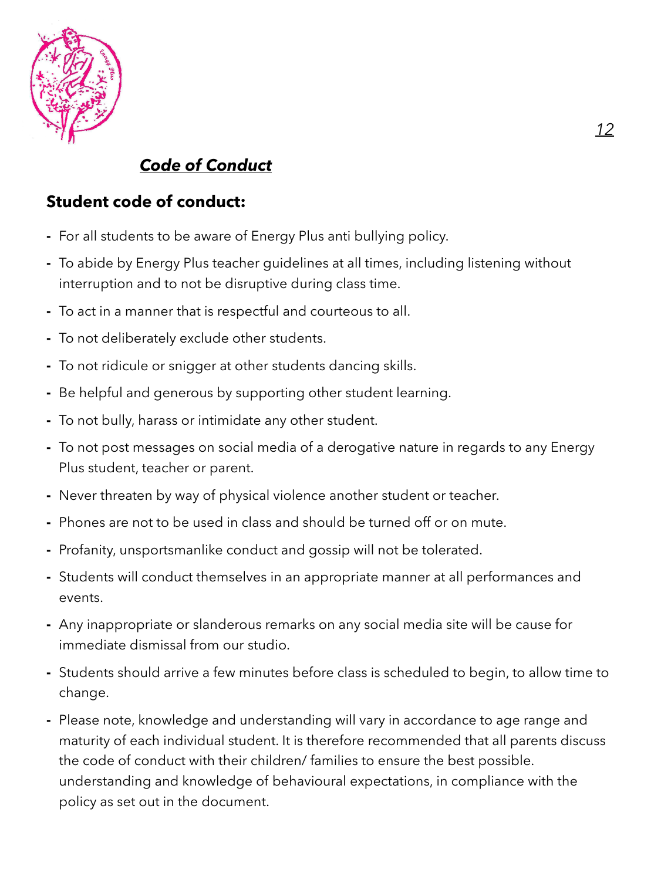## ***Code of Conduct***

### **Student code of conduct:**

- For all students to be aware of Energy Plus anti bullying policy.
- To abide by Energy Plus teacher guidelines at all times, including listening without interruption and to not be disruptive during class time.
- To act in a manner that is respectful and courteous to all.
- To not deliberately exclude other students.
- To not ridicule or snigger at other students dancing skills.
- Be helpful and generous by supporting other student learning.
- To not bully, harass or intimidate any other student.
- To not post messages on social media of a derogative nature in regards to any Energy Plus student, teacher or parent.
- Never threaten by way of physical violence another student or teacher.
- Phones are not to be used in class and should be turned off or on mute.
- Profanity, unsportsmanlike conduct and gossip will not be tolerated.
- Students will conduct themselves in an appropriate manner at all performances and events.
- Any inappropriate or slanderous remarks on any social media site will be cause for immediate dismissal from our studio.
- Students should arrive a few minutes before class is scheduled to begin, to allow time to change.
- Please note, knowledge and understanding will vary in accordance to age range and maturity of each individual student. It is therefore recommended that all parents discuss the code of conduct with their children/ families to ensure the best possible. understanding and knowledge of behavioural expectations, in compliance with the policy as set out in the document.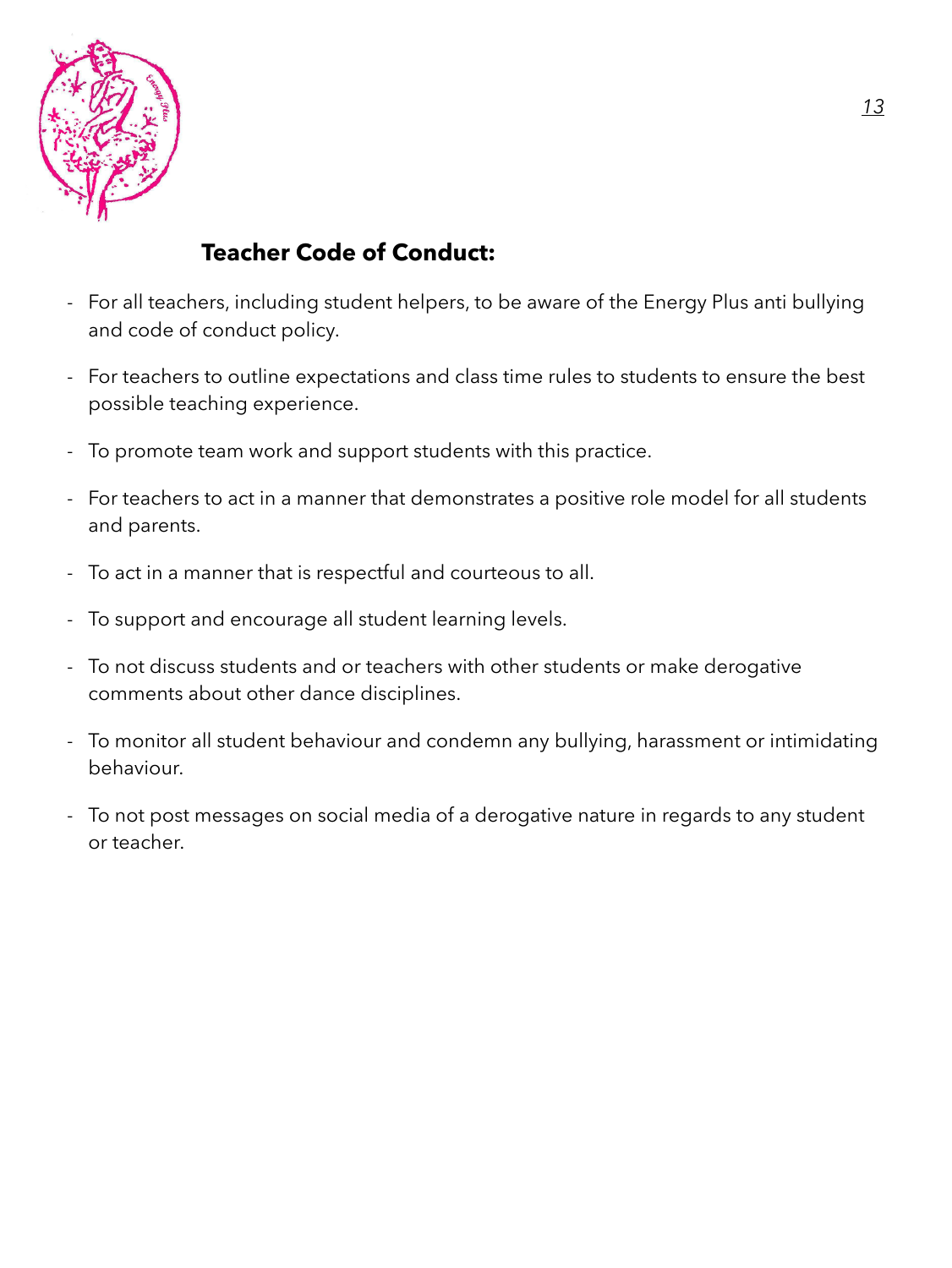## Teacher Code of Conduct:

- For all teachers, including student helpers, to be aware of the Energy Plus anti bullying and code of conduct policy.
- For teachers to outline expectations and class time rules to students to ensure the best possible teaching experience.
- To promote team work and support students with this practice.
- For teachers to act in a manner that demonstrates a positive role model for all students and parents.
- To act in a manner that is respectful and courteous to all.
- To support and encourage all student learning levels.
- To not discuss students and or teachers with other students or make derogative comments about other dance disciplines.
- To monitor all student behaviour and condemn any bullying, harassment or intimidating behaviour.
- To not post messages on social media of a derogative nature in regards to any student or teacher.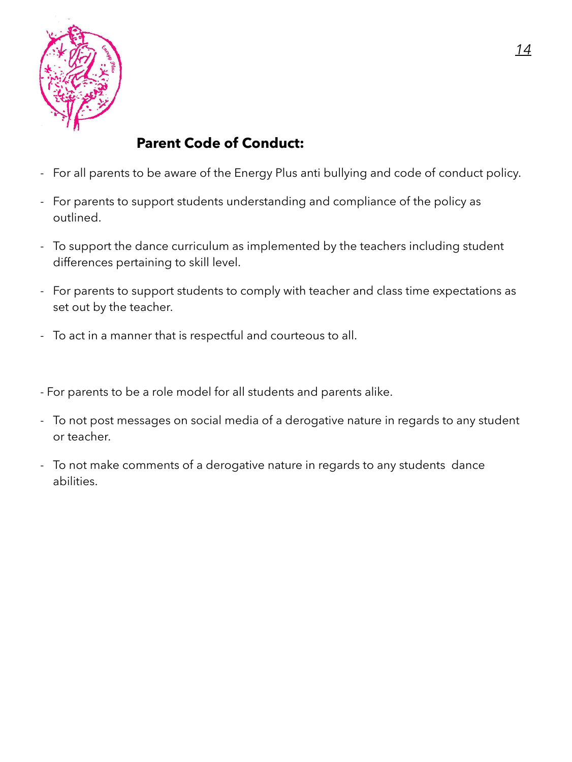## **Parent Code of Conduct:**

- For all parents to be aware of the Energy Plus anti bullying and code of conduct policy.
- For parents to support students understanding and compliance of the policy as outlined.
- To support the dance curriculum as implemented by the teachers including student differences pertaining to skill level.
- For parents to support students to comply with teacher and class time expectations as set out by the teacher.
- To act in a manner that is respectful and courteous to all.

- For parents to be a role model for all students and parents alike.
- To not post messages on social media of a derogative nature in regards to any student or teacher.
- To not make comments of a derogative nature in regards to any students dance abilities.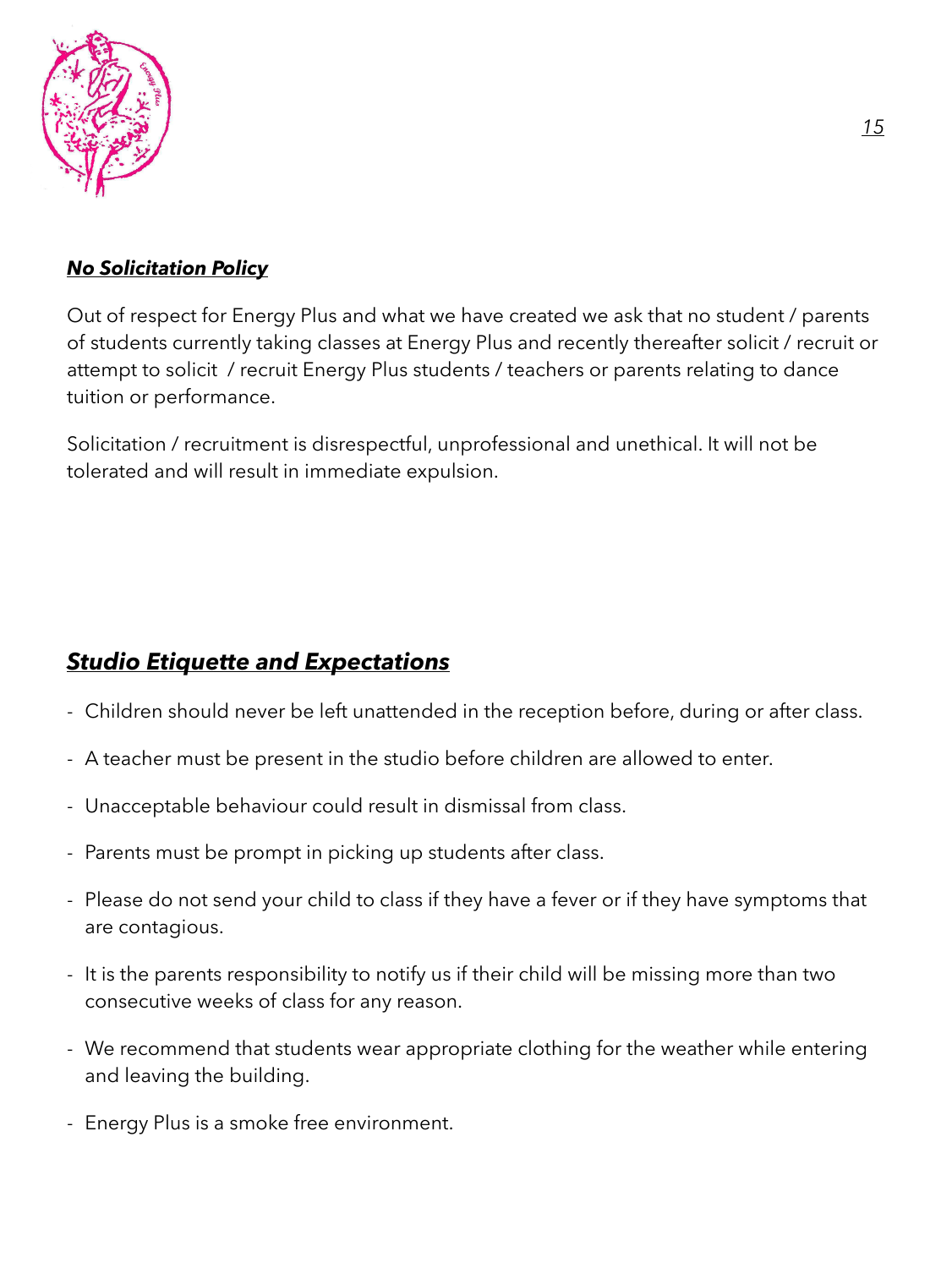## ***No Solicitation Policy***

Out of respect for Energy Plus and what we have created we ask that no student / parents of students currently taking classes at Energy Plus and recently thereafter solicit / recruit or attempt to solicit / recruit Energy Plus students / teachers or parents relating to dance tuition or performance.

Solicitation / recruitment is disrespectful, unprofessional and unethical. It will not be tolerated and will result in immediate expulsion.

## ***Studio Etiquette and Expectations***

- Children should never be left unattended in the reception before, during or after class.
- A teacher must be present in the studio before children are allowed to enter.
- Unacceptable behaviour could result in dismissal from class.
- Parents must be prompt in picking up students after class.
- Please do not send your child to class if they have a fever or if they have symptoms that are contagious.
- It is the parents responsibility to notify us if their child will be missing more than two consecutive weeks of class for any reason.
- We recommend that students wear appropriate clothing for the weather while entering and leaving the building.
- Energy Plus is a smoke free environment.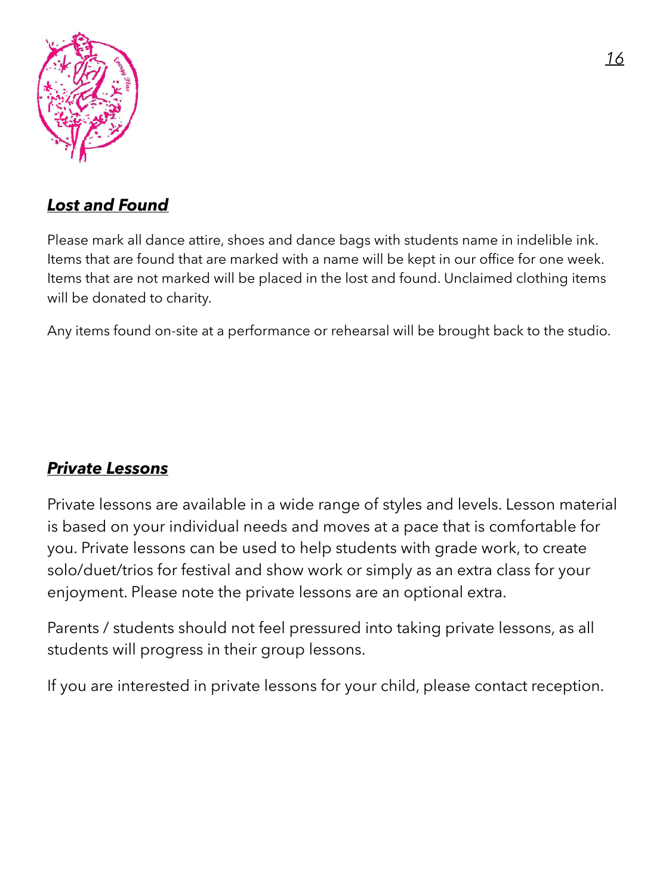## ***Lost and Found***

Please mark all dance attire, shoes and dance bags with students name in indelible ink. Items that are found that are marked with a name will be kept in our office for one week. Items that are not marked will be placed in the lost and found. Unclaimed clothing items will be donated to charity.

Any items found on-site at a performance or rehearsal will be brought back to the studio.

## ***Private Lessons***

Private lessons are available in a wide range of styles and levels. Lesson material is based on your individual needs and moves at a pace that is comfortable for you. Private lessons can be used to help students with grade work, to create solo/duet/trios for festival and show work or simply as an extra class for your enjoyment. Please note the private lessons are an optional extra.

Parents / students should not feel pressured into taking private lessons, as all students will progress in their group lessons.

If you are interested in private lessons for your child, please contact reception.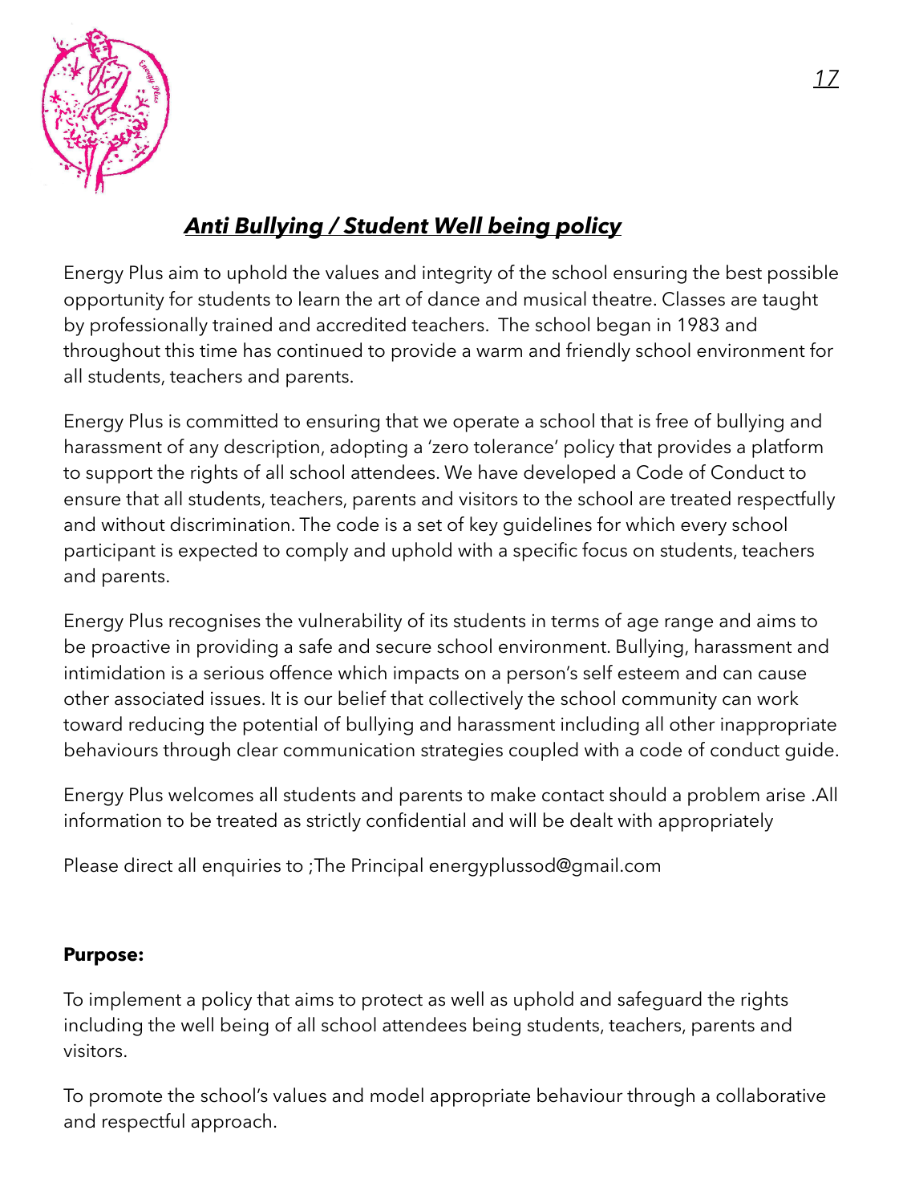## ***Anti Bullying / Student Well being policy***

Energy Plus aim to uphold the values and integrity of the school ensuring the best possible opportunity for students to learn the art of dance and musical theatre. Classes are taught by professionally trained and accredited teachers. The school began in 1983 and throughout this time has continued to provide a warm and friendly school environment for all students, teachers and parents.

Energy Plus is committed to ensuring that we operate a school that is free of bullying and harassment of any description, adopting a 'zero tolerance' policy that provides a platform to support the rights of all school attendees. We have developed a Code of Conduct to ensure that all students, teachers, parents and visitors to the school are treated respectfully and without discrimination. The code is a set of key guidelines for which every school participant is expected to comply and uphold with a specific focus on students, teachers and parents.

Energy Plus recognises the vulnerability of its students in terms of age range and aims to be proactive in providing a safe and secure school environment. Bullying, harassment and intimidation is a serious offence which impacts on a person's self esteem and can cause other associated issues. It is our belief that collectively the school community can work toward reducing the potential of bullying and harassment including all other inappropriate behaviours through clear communication strategies coupled with a code of conduct guide.

Energy Plus welcomes all students and parents to make contact should a problem arise .All information to be treated as strictly confidential and will be dealt with appropriately

Please direct all enquiries to ;The Principal energyplussod@gmail.com

**Purpose:**

To implement a policy that aims to protect as well as uphold and safeguard the rights including the well being of all school attendees being students, teachers, parents and visitors.

To promote the school's values and model appropriate behaviour through a collaborative and respectful approach.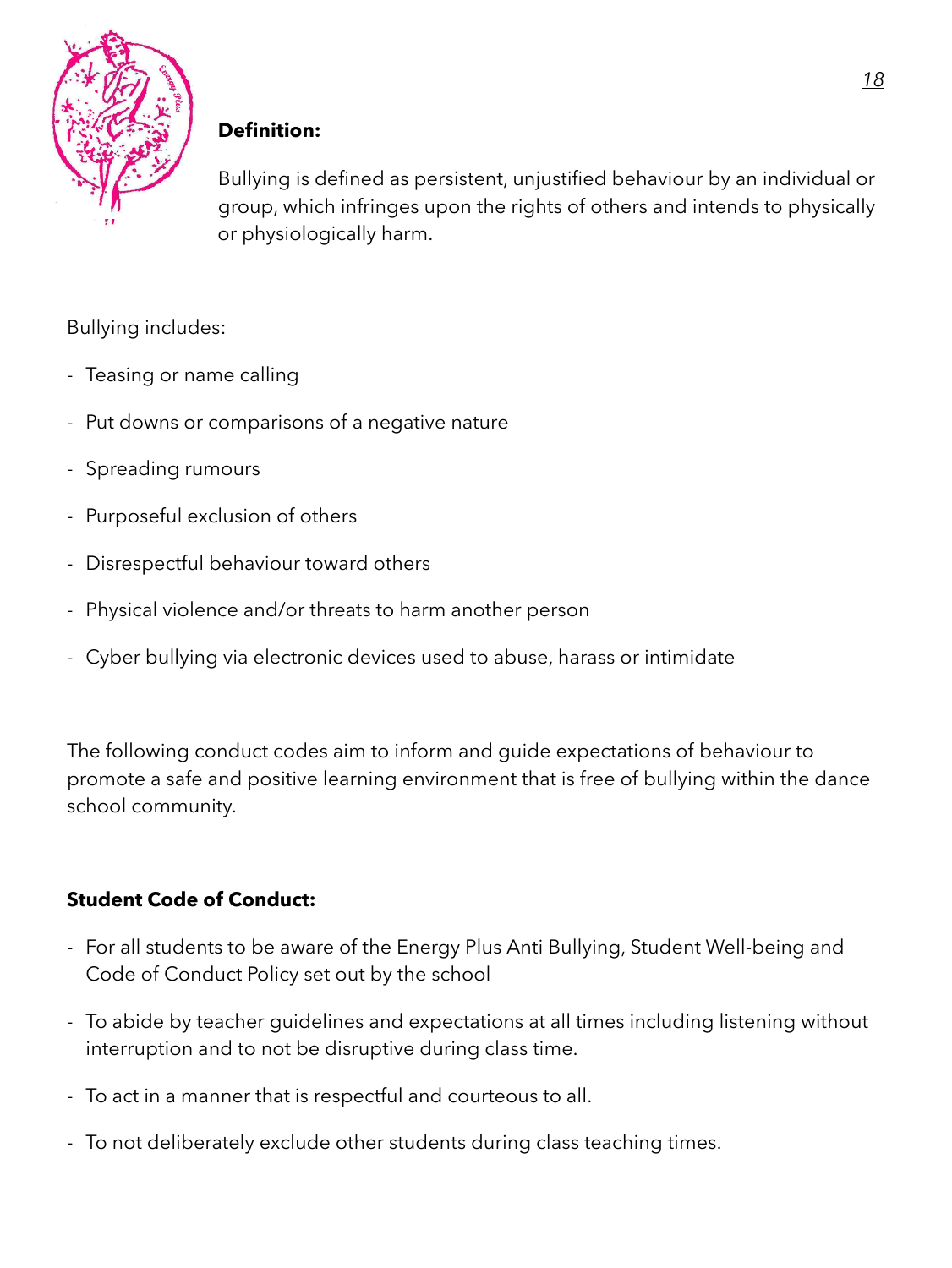**Definition:**

Bullying is defined as persistent, unjustified behaviour by an individual or group, which infringes upon the rights of others and intends to physically or physiologically harm.

Bullying includes:

- Teasing or name calling
- Put downs or comparisons of a negative nature
- Spreading rumours
- Purposeful exclusion of others
- Disrespectful behaviour toward others
- Physical violence and/or threats to harm another person
- Cyber bullying via electronic devices used to abuse, harass or intimidate

The following conduct codes aim to inform and guide expectations of behaviour to promote a safe and positive learning environment that is free of bullying within the dance school community.

**Student Code of Conduct:**

- For all students to be aware of the Energy Plus Anti Bullying, Student Well-being and Code of Conduct Policy set out by the school
- To abide by teacher guidelines and expectations at all times including listening without interruption and to not be disruptive during class time.
- To act in a manner that is respectful and courteous to all.
- To not deliberately exclude other students during class teaching times.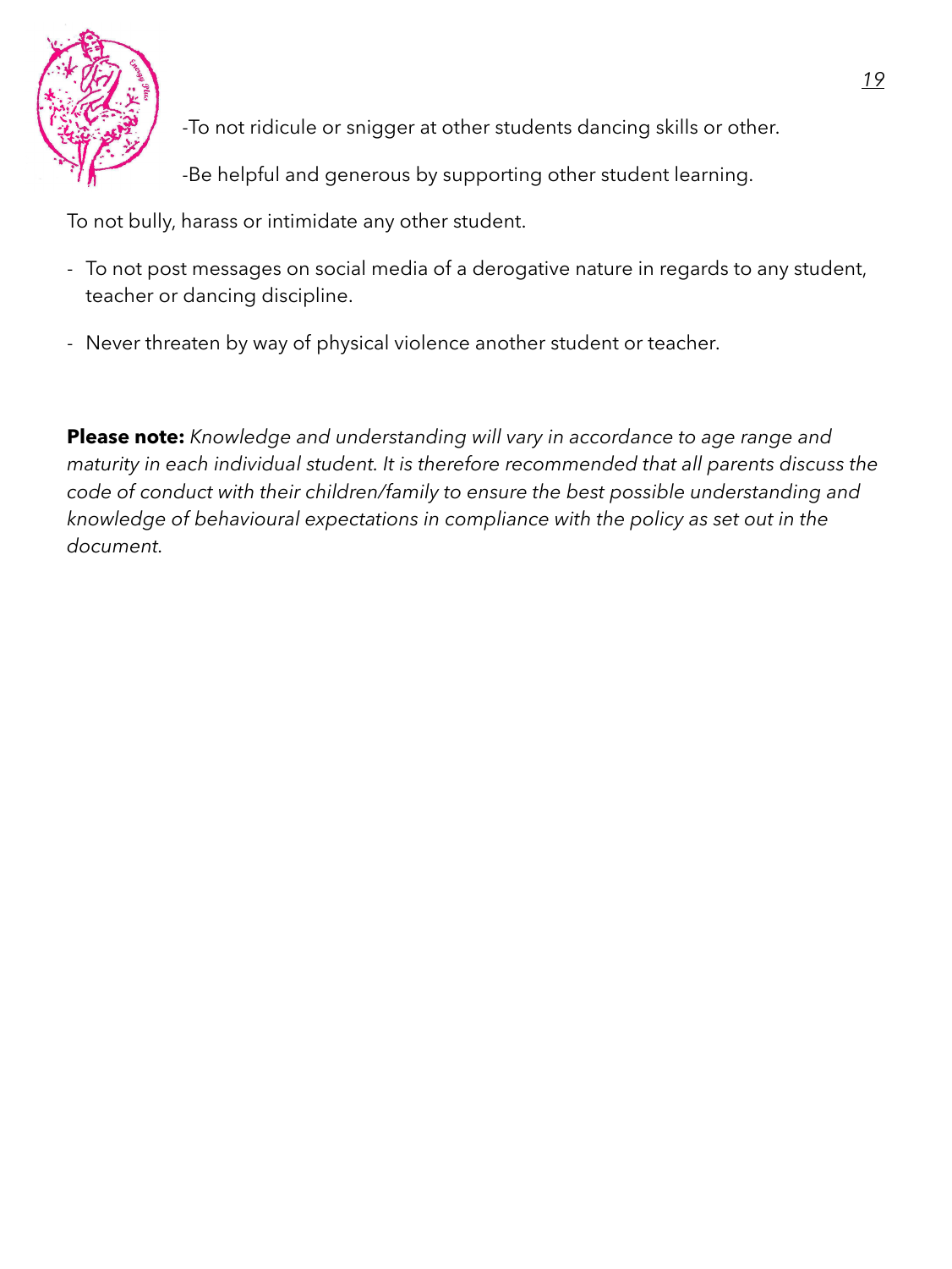-To not ridicule or snigger at other students dancing skills or other.

-Be helpful and generous by supporting other student learning.

To not bully, harass or intimidate any other student.

- To not post messages on social media of a derogative nature in regards to any student, teacher or dancing discipline.
- Never threaten by way of physical violence another student or teacher.

**Please note:** *Knowledge and understanding will vary in accordance to age range and maturity in each individual student. It is therefore recommended that all parents discuss the code of conduct with their children/family to ensure the best possible understanding and knowledge of behavioural expectations in compliance with the policy as set out in the document.*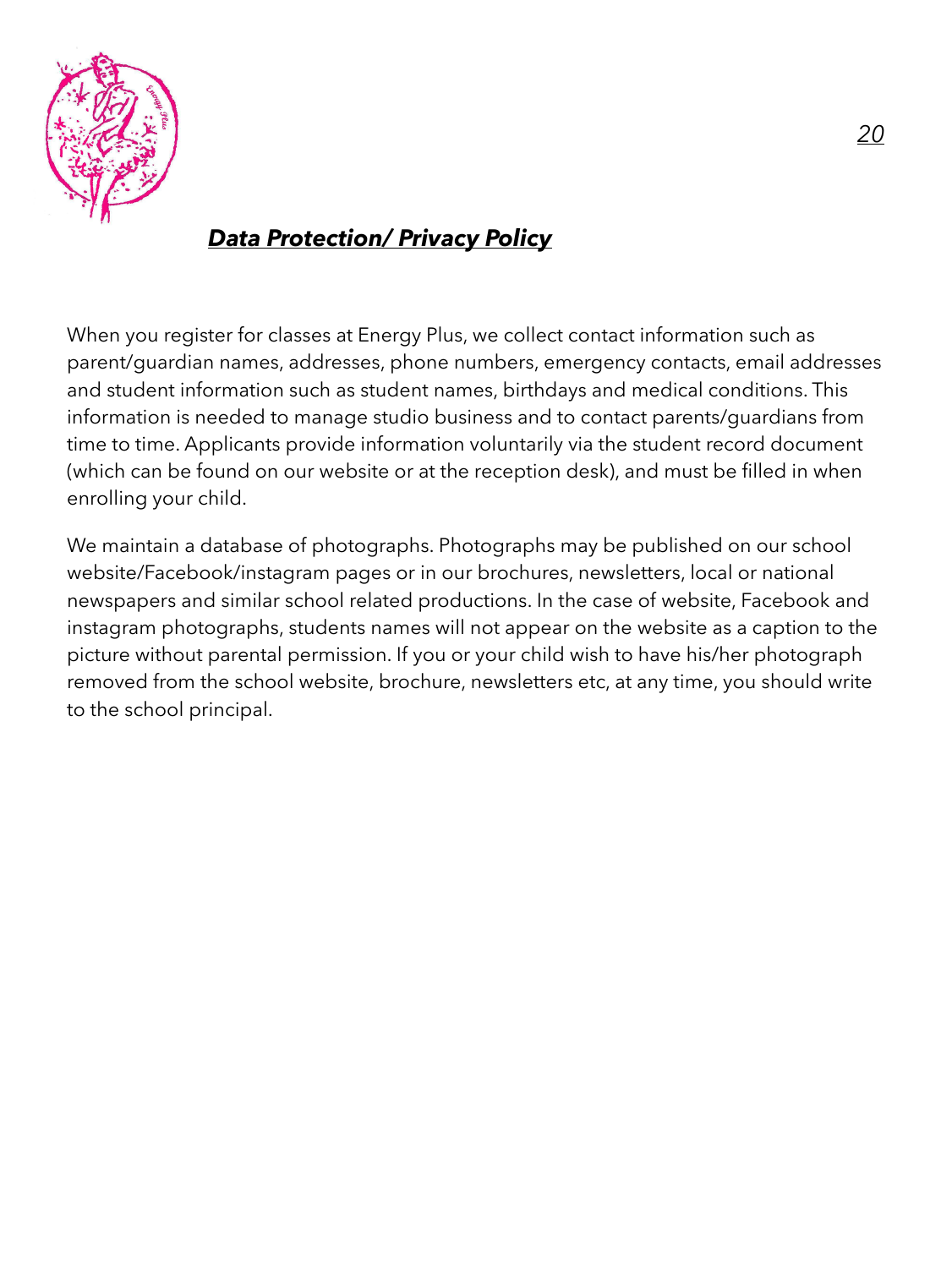## ***Data Protection/ Privacy Policy***

When you register for classes at Energy Plus, we collect contact information such as parent/guardian names, addresses, phone numbers, emergency contacts, email addresses and student information such as student names, birthdays and medical conditions. This information is needed to manage studio business and to contact parents/guardians from time to time. Applicants provide information voluntarily via the student record document (which can be found on our website or at the reception desk), and must be filled in when enrolling your child.

We maintain a database of photographs. Photographs may be published on our school website/Facebook/instagram pages or in our brochures, newsletters, local or national newspapers and similar school related productions. In the case of website, Facebook and instagram photographs, students names will not appear on the website as a caption to the picture without parental permission. If you or your child wish to have his/her photograph removed from the school website, brochure, newsletters etc, at any time, you should write to the school principal.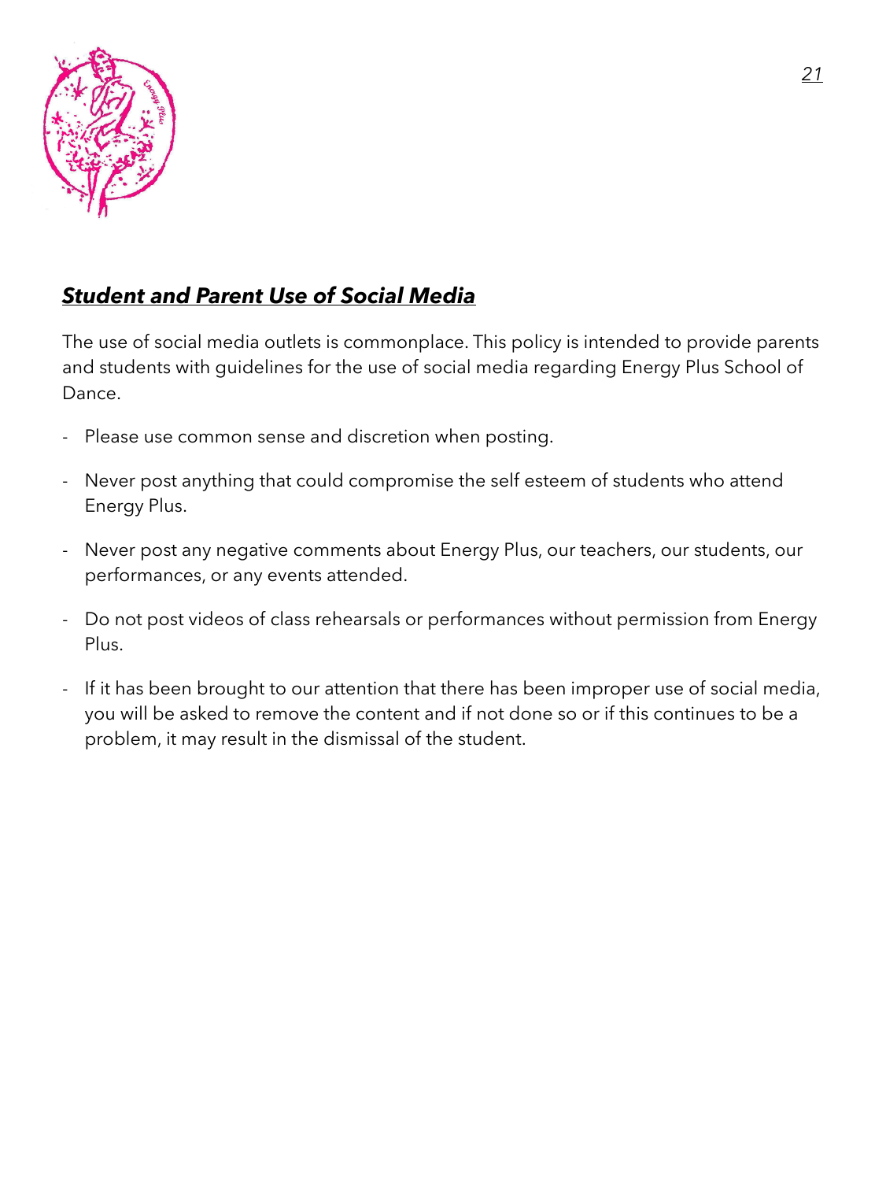## ***Student and Parent Use of Social Media***

The use of social media outlets is commonplace. This policy is intended to provide parents and students with guidelines for the use of social media regarding Energy Plus School of Dance.

- Please use common sense and discretion when posting.
- Never post anything that could compromise the self esteem of students who attend Energy Plus.
- Never post any negative comments about Energy Plus, our teachers, our students, our performances, or any events attended.
- Do not post videos of class rehearsals or performances without permission from Energy Plus.
- If it has been brought to our attention that there has been improper use of social media, you will be asked to remove the content and if not done so or if this continues to be a problem, it may result in the dismissal of the student.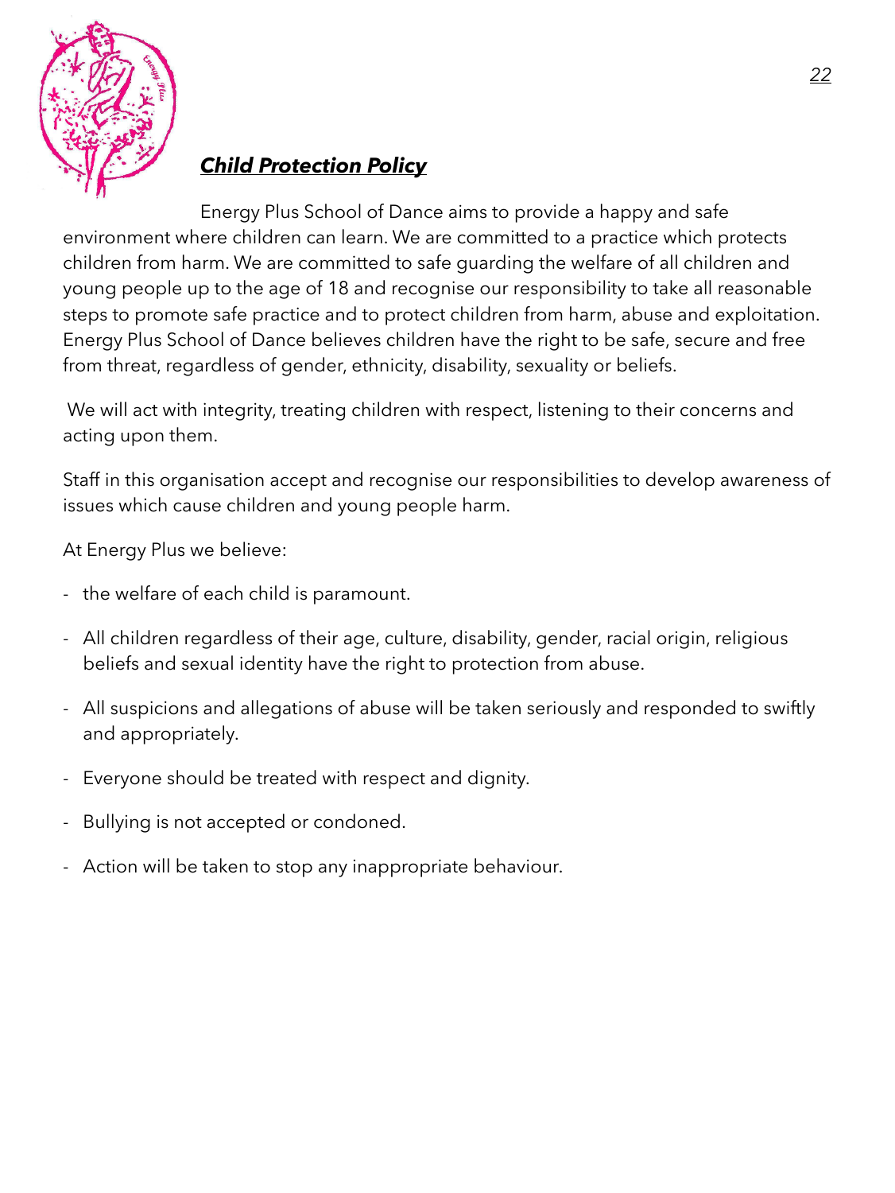## ***Child Protection Policy***

Energy Plus School of Dance aims to provide a happy and safe environment where children can learn. We are committed to a practice which protects children from harm. We are committed to safe guarding the welfare of all children and young people up to the age of 18 and recognise our responsibility to take all reasonable steps to promote safe practice and to protect children from harm, abuse and exploitation. Energy Plus School of Dance believes children have the right to be safe, secure and free from threat, regardless of gender, ethnicity, disability, sexuality or beliefs.

We will act with integrity, treating children with respect, listening to their concerns and acting upon them.

Staff in this organisation accept and recognise our responsibilities to develop awareness of issues which cause children and young people harm.

At Energy Plus we believe:

- the welfare of each child is paramount.
- All children regardless of their age, culture, disability, gender, racial origin, religious beliefs and sexual identity have the right to protection from abuse.
- All suspicions and allegations of abuse will be taken seriously and responded to swiftly and appropriately.
- Everyone should be treated with respect and dignity.
- Bullying is not accepted or condoned.
- Action will be taken to stop any inappropriate behaviour.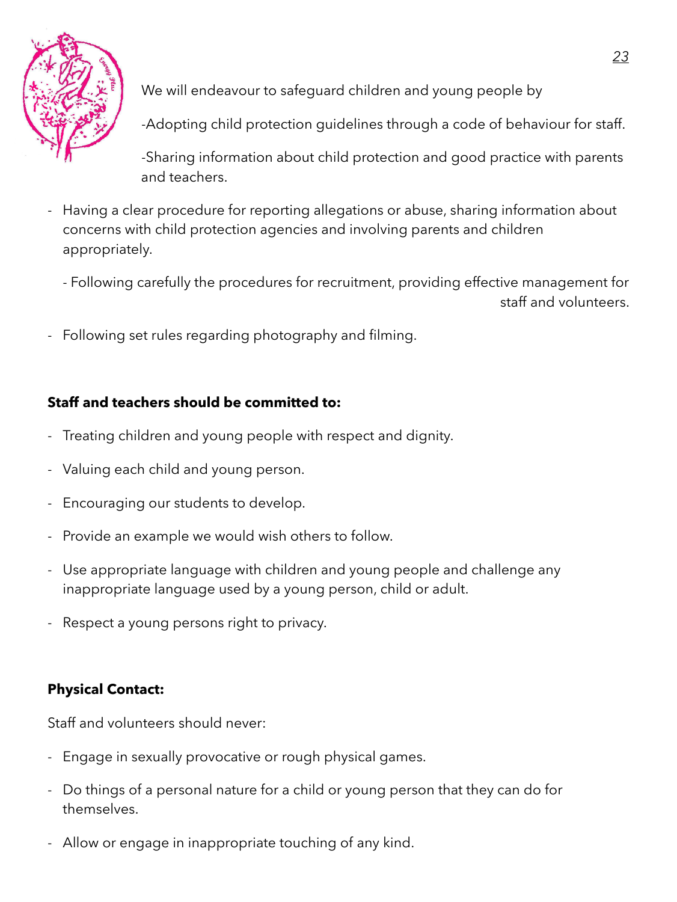We will endeavour to safeguard children and young people by

- Adopting child protection guidelines through a code of behaviour for staff.
- Sharing information about child protection and good practice with parents and teachers.
- Having a clear procedure for reporting allegations or abuse, sharing information about concerns with child protection agencies and involving parents and children appropriately.
- Following carefully the procedures for recruitment, providing effective management for staff and volunteers.
- Following set rules regarding photography and filming.

**Staff and teachers should be committed to:**

- Treating children and young people with respect and dignity.
- Valuing each child and young person.
- Encouraging our students to develop.
- Provide an example we would wish others to follow.
- Use appropriate language with children and young people and challenge any inappropriate language used by a young person, child or adult.
- Respect a young persons right to privacy.

**Physical Contact:**

Staff and volunteers should never:

- Engage in sexually provocative or rough physical games.
- Do things of a personal nature for a child or young person that they can do for themselves.
- Allow or engage in inappropriate touching of any kind.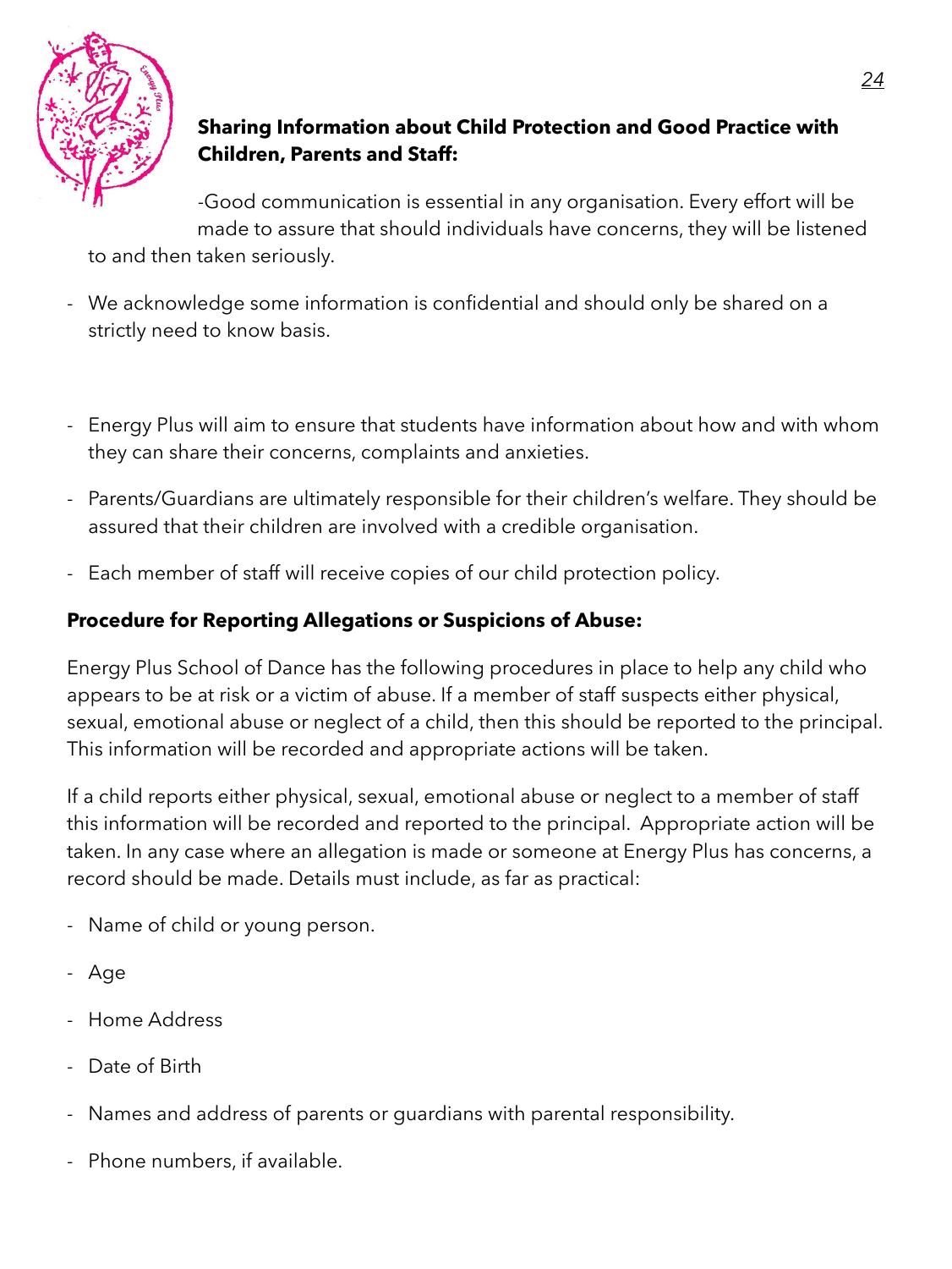**Sharing Information about Child Protection and Good Practice with Children, Parents and Staff:**

- Good communication is essential in any organisation. Every effort will be made to assure that should individuals have concerns, they will be listened to and then taken seriously.

- We acknowledge some information is confidential and should only be shared on a strictly need to know basis.

- Energy Plus will aim to ensure that students have information about how and with whom they can share their concerns, complaints and anxieties.

- Parents/Guardians are ultimately responsible for their children's welfare. They should be assured that their children are involved with a credible organisation.

- Each member of staff will receive copies of our child protection policy.

**Procedure for Reporting Allegations or Suspicions of Abuse:**

Energy Plus School of Dance has the following procedures in place to help any child who appears to be at risk or a victim of abuse. If a member of staff suspects either physical, sexual, emotional abuse or neglect of a child, then this should be reported to the principal. This information will be recorded and appropriate actions will be taken.

If a child reports either physical, sexual, emotional abuse or neglect to a member of staff this information will be recorded and reported to the principal. Appropriate action will be taken. In any case where an allegation is made or someone at Energy Plus has concerns, a record should be made. Details must include, as far as practical:

- Name of child or young person.

- Age

- Home Address

- Date of Birth

- Names and address of parents or guardians with parental responsibility.

- Phone numbers, if available.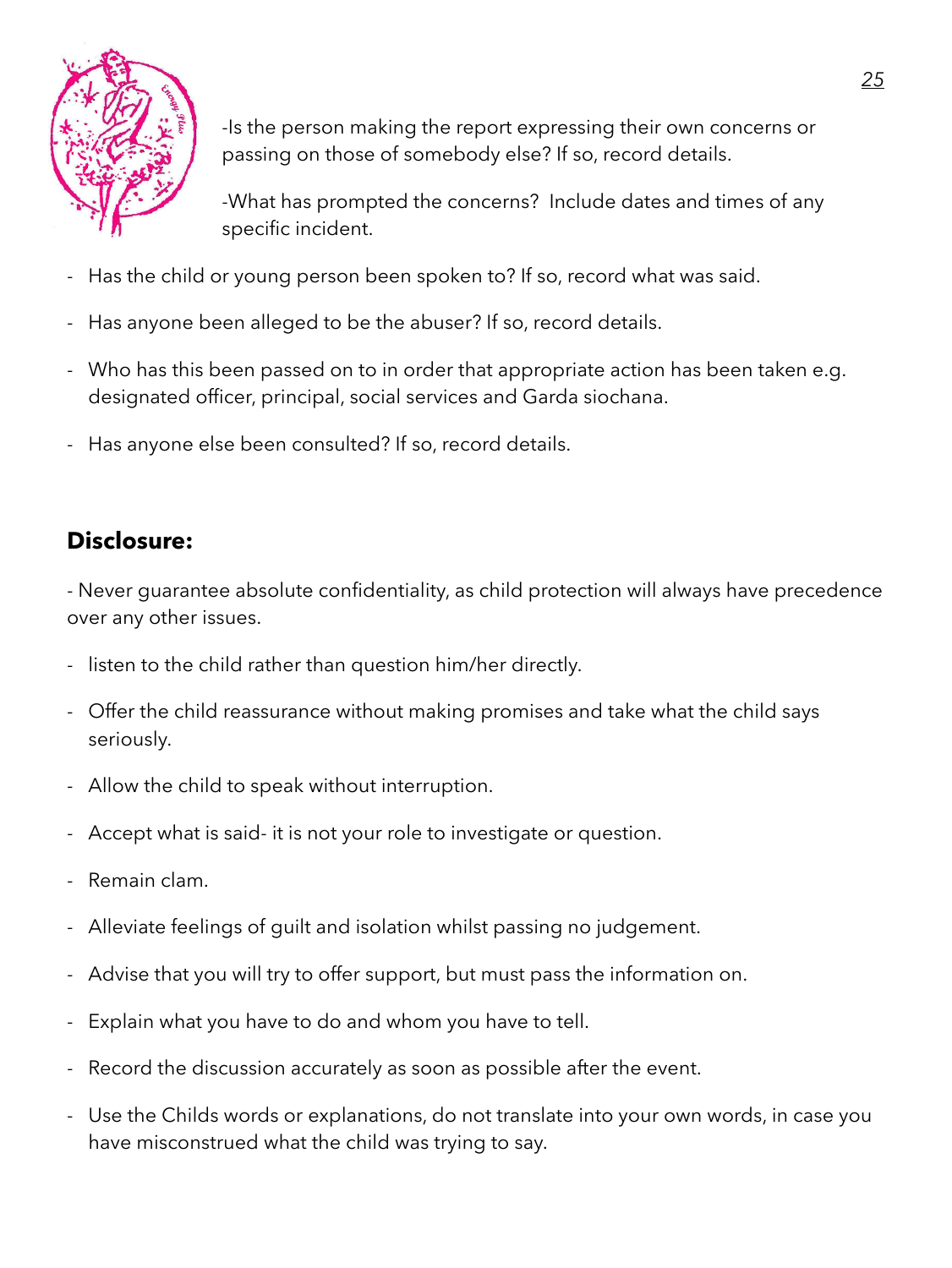-Is the person making the report expressing their own concerns or passing on those of somebody else? If so, record details.

-What has prompted the concerns? Include dates and times of any specific incident.

- Has the child or young person been spoken to? If so, record what was said.
- Has anyone been alleged to be the abuser? If so, record details.
- Who has this been passed on to in order that appropriate action has been taken e.g. designated officer, principal, social services and Garda siochana.
- Has anyone else been consulted? If so, record details.

## Disclosure:

- Never guarantee absolute confidentiality, as child protection will always have precedence over any other issues.

- listen to the child rather than question him/her directly.
- Offer the child reassurance without making promises and take what the child says seriously.
- Allow the child to speak without interruption.
- Accept what is said- it is not your role to investigate or question.
- Remain clam.
- Alleviate feelings of guilt and isolation whilst passing no judgement.
- Advise that you will try to offer support, but must pass the information on.
- Explain what you have to do and whom you have to tell.
- Record the discussion accurately as soon as possible after the event.
- Use the Childs words or explanations, do not translate into your own words, in case you have misconstrued what the child was trying to say.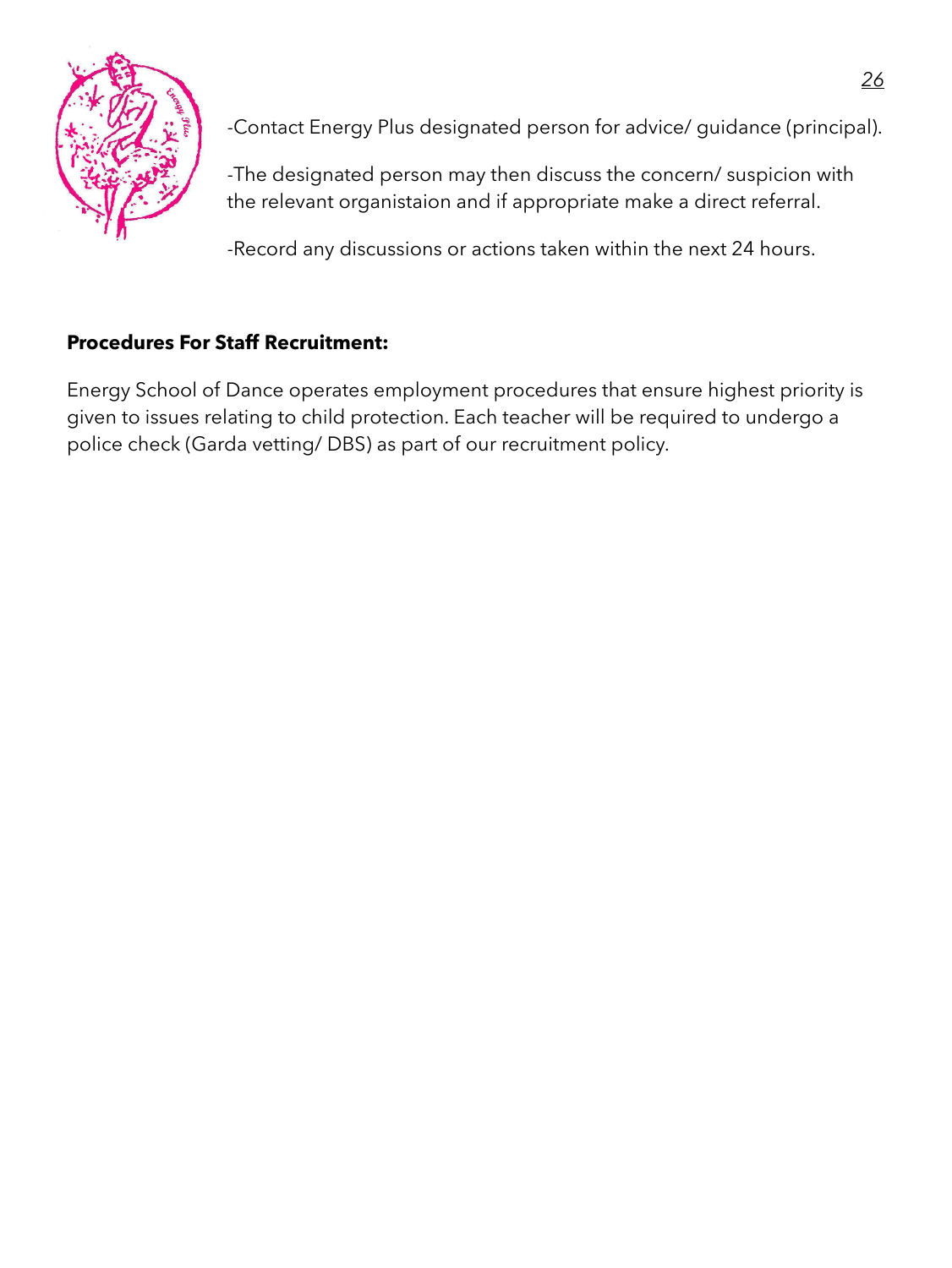-Contact Energy Plus designated person for advice/ guidance (principal).

-The designated person may then discuss the concern/ suspicion with the relevant organistaion and if appropriate make a direct referral.

-Record any discussions or actions taken within the next 24 hours.

**Procedures For Staff Recruitment:**

Energy School of Dance operates employment procedures that ensure highest priority is given to issues relating to child protection. Each teacher will be required to undergo a police check (Garda vetting/ DBS) as part of our recruitment policy.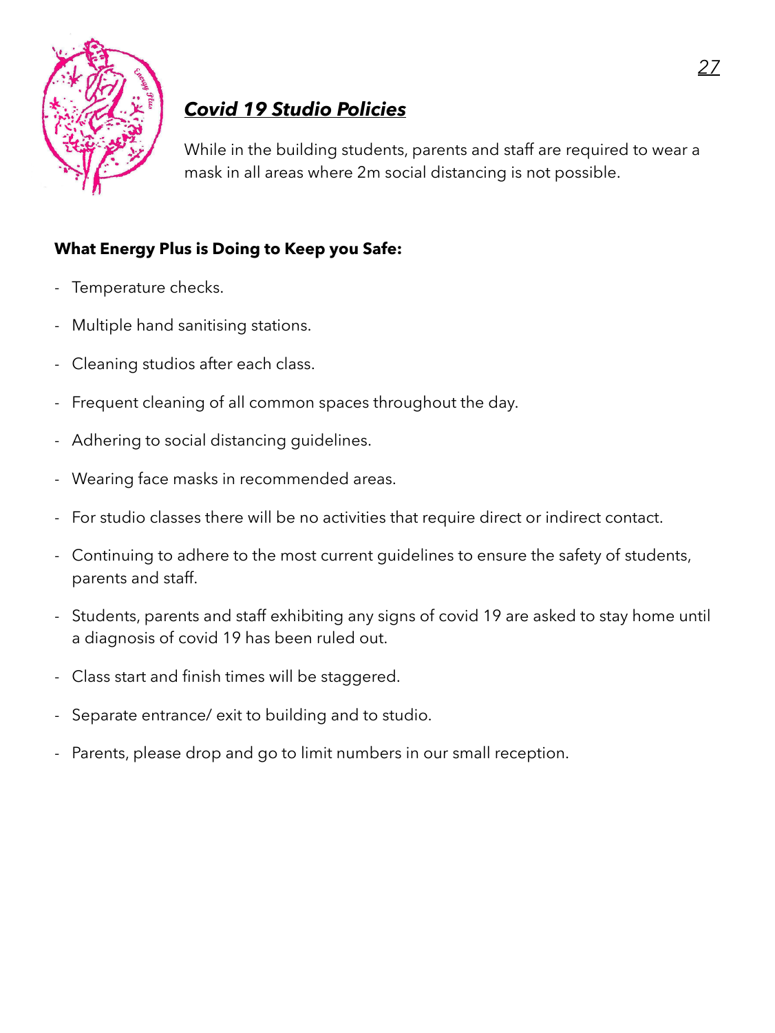## ***Covid 19 Studio Policies***

While in the building students, parents and staff are required to wear a mask in all areas where 2m social distancing is not possible.

**What Energy Plus is Doing to Keep you Safe:**

- Temperature checks.
- Multiple hand sanitising stations.
- Cleaning studios after each class.
- Frequent cleaning of all common spaces throughout the day.
- Adhering to social distancing guidelines.
- Wearing face masks in recommended areas.
- For studio classes there will be no activities that require direct or indirect contact.
- Continuing to adhere to the most current guidelines to ensure the safety of students, parents and staff.
- Students, parents and staff exhibiting any signs of covid 19 are asked to stay home until a diagnosis of covid 19 has been ruled out.
- Class start and finish times will be staggered.
- Separate entrance/ exit to building and to studio.
- Parents, please drop and go to limit numbers in our small reception.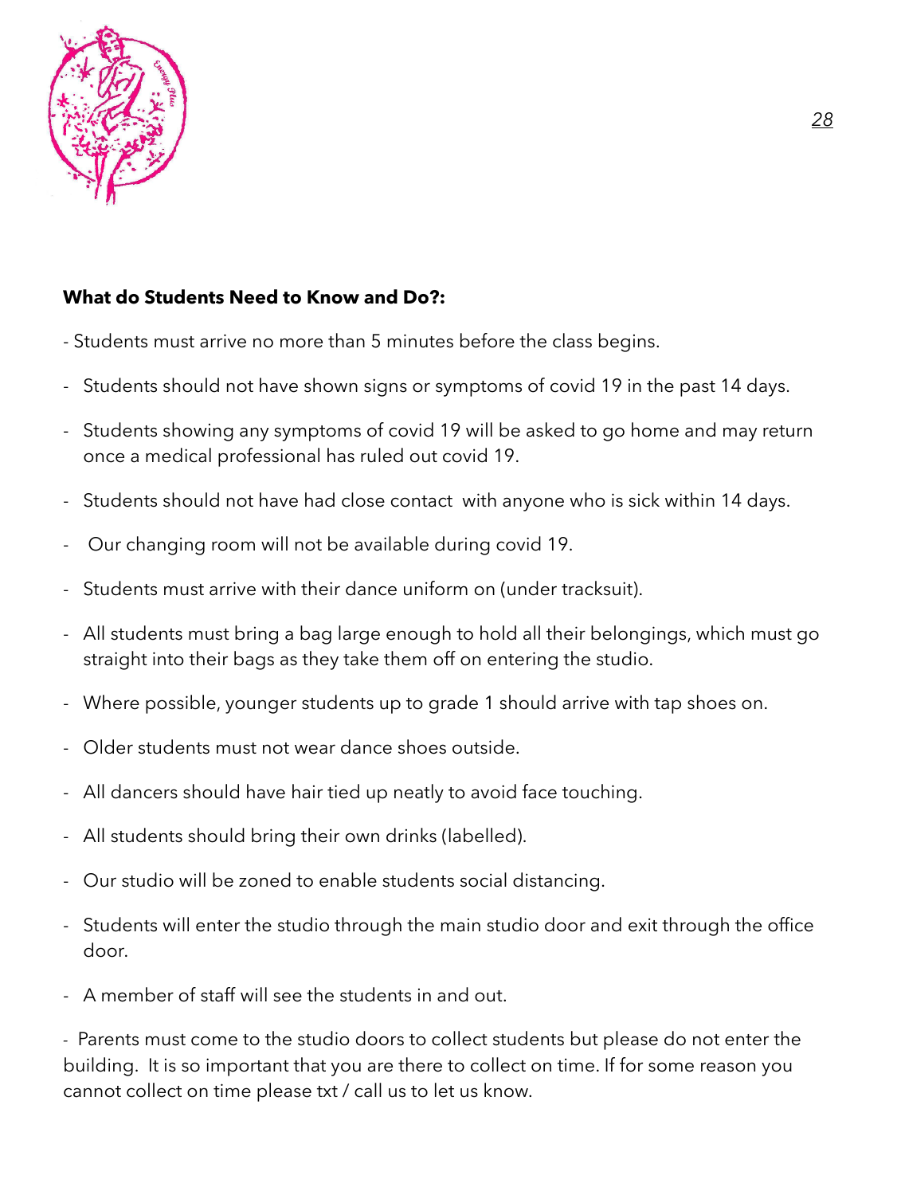**What do Students Need to Know and Do?:**

- Students must arrive no more than 5 minutes before the class begins.
- Students should not have shown signs or symptoms of covid 19 in the past 14 days.
- Students showing any symptoms of covid 19 will be asked to go home and may return once a medical professional has ruled out covid 19.
- Students should not have had close contact with anyone who is sick within 14 days.
- Our changing room will not be available during covid 19.
- Students must arrive with their dance uniform on (under tracksuit).
- All students must bring a bag large enough to hold all their belongings, which must go straight into their bags as they take them off on entering the studio.
- Where possible, younger students up to grade 1 should arrive with tap shoes on.
- Older students must not wear dance shoes outside.
- All dancers should have hair tied up neatly to avoid face touching.
- All students should bring their own drinks (labelled).
- Our studio will be zoned to enable students social distancing.
- Students will enter the studio through the main studio door and exit through the office door.
- A member of staff will see the students in and out.
- Parents must come to the studio doors to collect students but please do not enter the building. It is so important that you are there to collect on time. If for some reason you cannot collect on time please txt / call us to let us know.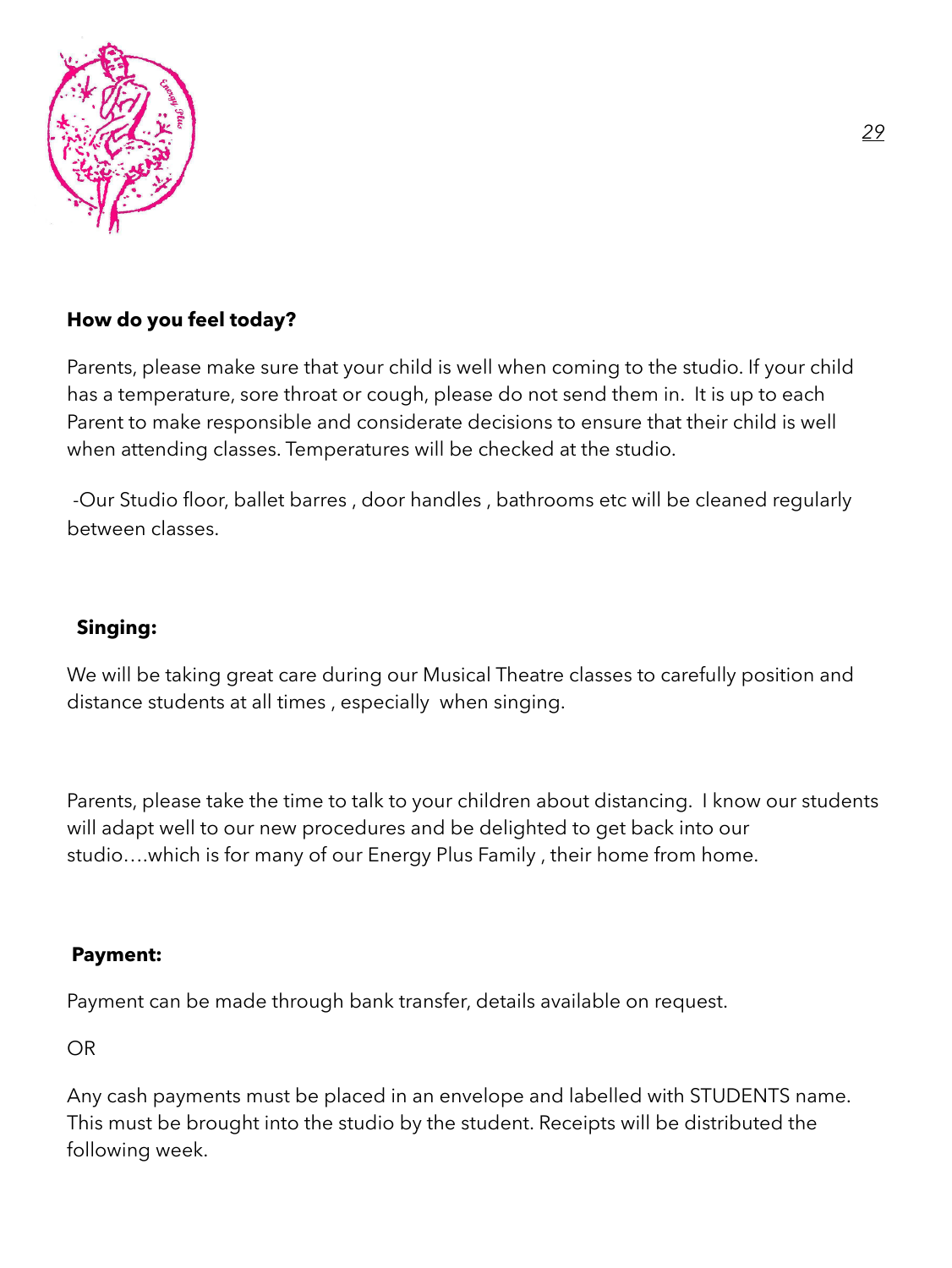**How do you feel today?**

Parents, please make sure that your child is well when coming to the studio. If your child has a temperature, sore throat or cough, please do not send them in. It is up to each Parent to make responsible and considerate decisions to ensure that their child is well when attending classes. Temperatures will be checked at the studio.

-Our Studio floor, ballet barres , door handles , bathrooms etc will be cleaned regularly between classes.

**Singing:**

We will be taking great care during our Musical Theatre classes to carefully position and distance students at all times , especially when singing.

Parents, please take the time to talk to your children about distancing. I know our students will adapt well to our new procedures and be delighted to get back into our studio….which is for many of our Energy Plus Family , their home from home.

**Payment:**

Payment can be made through bank transfer, details available on request.

OR

Any cash payments must be placed in an envelope and labelled with STUDENTS name. This must be brought into the studio by the student. Receipts will be distributed the following week.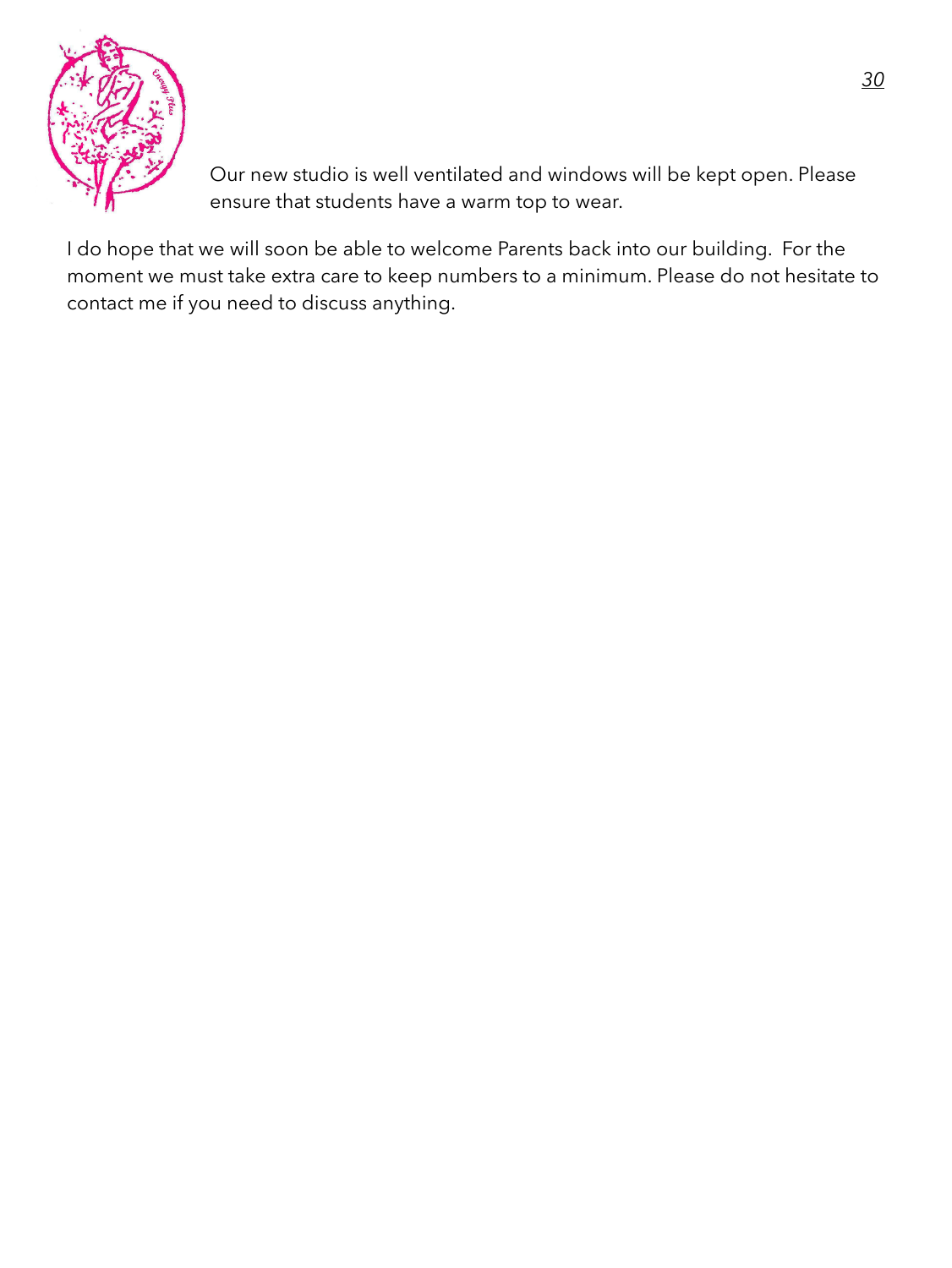Our new studio is well ventilated and windows will be kept open. Please ensure that students have a warm top to wear.

I do hope that we will soon be able to welcome Parents back into our building. For the moment we must take extra care to keep numbers to a minimum. Please do not hesitate to contact me if you need to discuss anything.